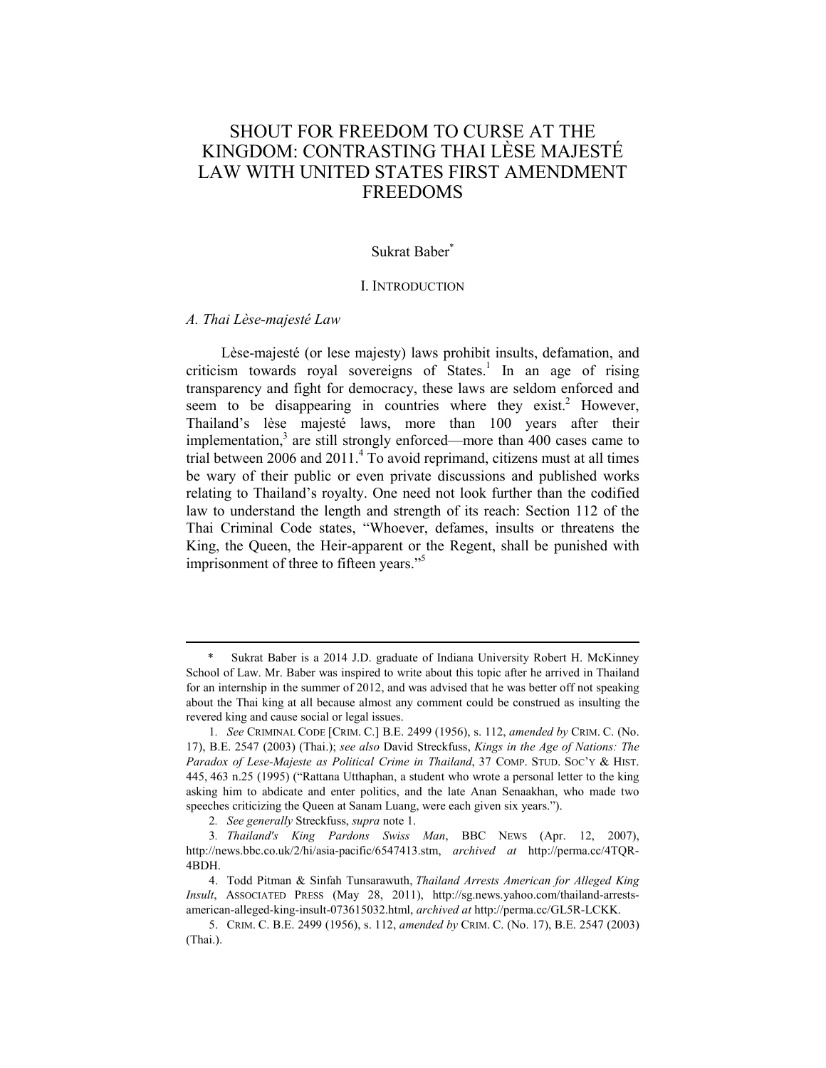# SHOUT FOR FREEDOM TO CURSE AT THE KINGDOM: CONTRASTING THAI LÈSE MAJESTÉ LAW WITH UNITED STATES FIRST AMENDMENT FREEDOMS

Sukrat Baber[*]

## I. INTRODUCTION

### *A. Thai Lèse-majesté Law*

Lèse-majesté (or lese majesty) laws prohibit insults, defamation, and criticism towards royal sovereigns of States.[1] In an age of rising transparency and fight for democracy, these laws are seldom enforced and seem to be disappearing in countries where they exist.[2] However, Thailand's lèse majesté laws, more than 100 years after their implementation,[3] are still strongly enforced—more than 400 cases came to trial between 2006 and 2011.[4] To avoid reprimand, citizens must at all times be wary of their public or even private discussions and published works relating to Thailand's royalty. One need not look further than the codified law to understand the length and strength of its reach: Section 112 of the Thai Criminal Code states, "Whoever, defames, insults or threatens the King, the Queen, the Heir-apparent or the Regent, shall be punished with imprisonment of three to fifteen years."[5]

---

\* Sukrat Baber is a 2014 J.D. graduate of Indiana University Robert H. McKinney School of Law. Mr. Baber was inspired to write about this topic after he arrived in Thailand for an internship in the summer of 2012, and was advised that he was better off not speaking about the Thai king at all because almost any comment could be construed as insulting the revered king and cause social or legal issues.

1. *See* CRIMINAL CODE [CRIM. C.] B.E. 2499 (1956), s. 112, *amended by* CRIM. C. (No. 17), B.E. 2547 (2003) (Thai.); *see also* David Streckfuss, *Kings in the Age of Nations: The Paradox of Lese-Majeste as Political Crime in Thailand*, 37 COMP. STUD. SOC'Y & HIST. 445, 463 n.25 (1995) ("Rattana Utthaphan, a student who wrote a personal letter to the king asking him to abdicate and enter politics, and the late Anan Senaakhan, who made two speeches criticizing the Queen at Sanam Luang, were each given six years.").

2. *See generally* Streckfuss, *supra* note 1.

3. *Thailand's King Pardons Swiss Man*, BBC NEWS (Apr. 12, 2007), http://news.bbc.co.uk/2/hi/asia-pacific/6547413.stm, *archived at* http://perma.cc/4TQR-4BDH.

4. Todd Pitman & Sinfah Tunsarawuth, *Thailand Arrests American for Alleged King Insult*, ASSOCIATED PRESS (May 28, 2011), http://sg.news.yahoo.com/thailand-arrests-american-alleged-king-insult-073615032.html, *archived at* http://perma.cc/GL5R-LCKK.

5. CRIM. C. B.E. 2499 (1956), s. 112, *amended by* CRIM. C. (No. 17), B.E. 2547 (2003) (Thai.).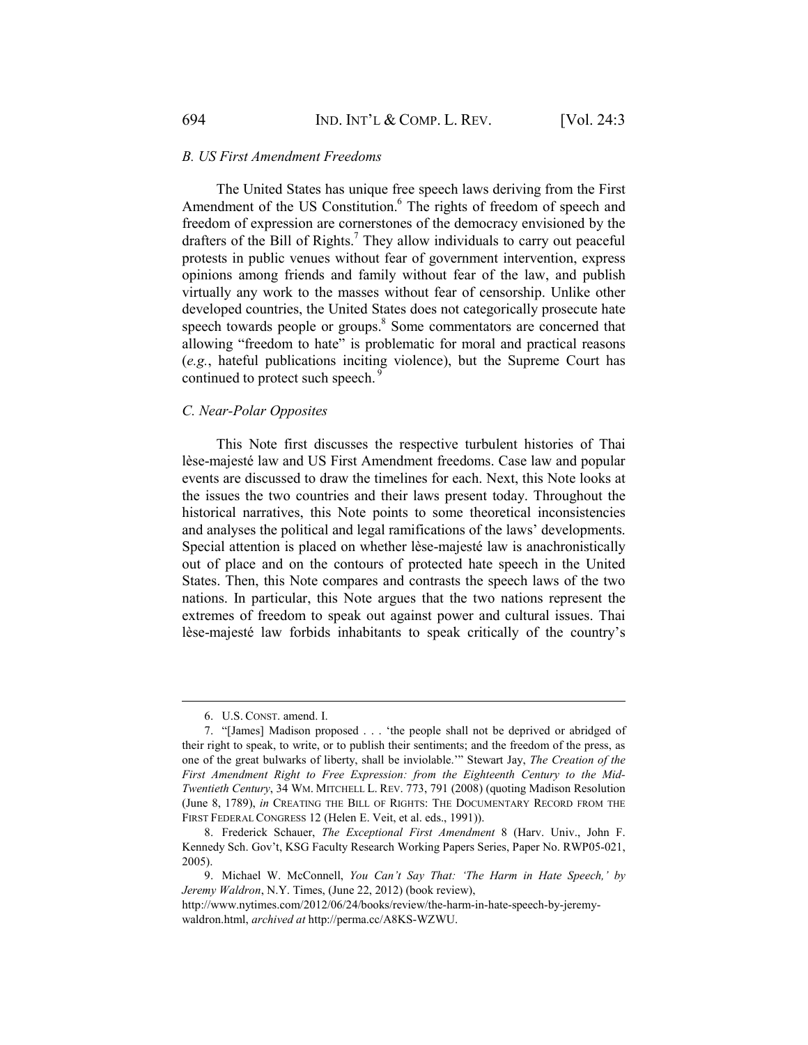### B. US First Amendment Freedoms

The United States has unique free speech laws deriving from the First Amendment of the US Constitution.[6] The rights of freedom of speech and freedom of expression are cornerstones of the democracy envisioned by the drafters of the Bill of Rights.[7] They allow individuals to carry out peaceful protests in public venues without fear of government intervention, express opinions among friends and family without fear of the law, and publish virtually any work to the masses without fear of censorship. Unlike other developed countries, the United States does not categorically prosecute hate speech towards people or groups.[8] Some commentators are concerned that allowing "freedom to hate" is problematic for moral and practical reasons (*e.g.*, hateful publications inciting violence), but the Supreme Court has continued to protect such speech.[9]

### C. Near-Polar Opposites

This Note first discusses the respective turbulent histories of Thai lèse-majesté law and US First Amendment freedoms. Case law and popular events are discussed to draw the timelines for each. Next, this Note looks at the issues the two countries and their laws present today. Throughout the historical narratives, this Note points to some theoretical inconsistencies and analyses the political and legal ramifications of the laws' developments. Special attention is placed on whether lèse-majesté law is anachronistically out of place and on the contours of protected hate speech in the United States. Then, this Note compares and contrasts the speech laws of the two nations. In particular, this Note argues that the two nations represent the extremes of freedom to speak out against power and cultural issues. Thai lèse-majesté law forbids inhabitants to speak critically of the country's

---

6. U.S. CONST. amend. I.

7. "[James] Madison proposed . . . 'the people shall not be deprived or abridged of their right to speak, to write, or to publish their sentiments; and the freedom of the press, as one of the great bulwarks of liberty, shall be inviolable.'" Stewart Jay, *The Creation of the First Amendment Right to Free Expression: from the Eighteenth Century to the Mid-Twentieth Century*, 34 WM. MITCHELL L. REV. 773, 791 (2008) (quoting Madison Resolution (June 8, 1789), *in* CREATING THE BILL OF RIGHTS: THE DOCUMENTARY RECORD FROM THE FIRST FEDERAL CONGRESS 12 (Helen E. Veit, et al. eds., 1991)).

8. Frederick Schauer, *The Exceptional First Amendment* 8 (Harv. Univ., John F. Kennedy Sch. Gov't, KSG Faculty Research Working Papers Series, Paper No. RWP05-021, 2005).

9. Michael W. McConnell, *You Can't Say That: 'The Harm in Hate Speech,' by Jeremy Waldron*, N.Y. Times, (June 22, 2012) (book review), http://www.nytimes.com/2012/06/24/books/review/the-harm-in-hate-speech-by-jeremy-waldron.html, *archived at* http://perma.cc/A8KS-WZWU.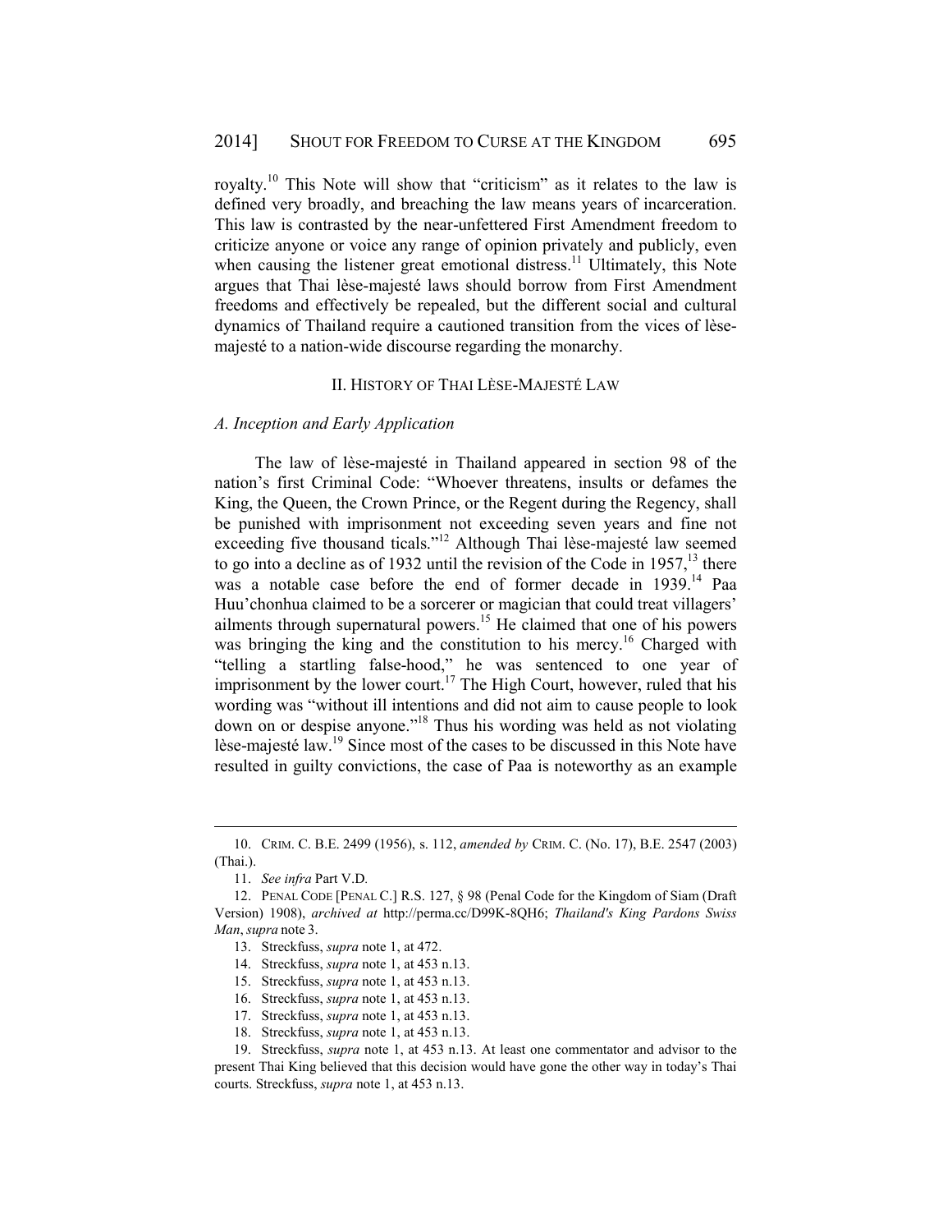royalty.[10] This Note will show that "criticism" as it relates to the law is defined very broadly, and breaching the law means years of incarceration. This law is contrasted by the near-unfettered First Amendment freedom to criticize anyone or voice any range of opinion privately and publicly, even when causing the listener great emotional distress.[11] Ultimately, this Note argues that Thai lèse-majesté laws should borrow from First Amendment freedoms and effectively be repealed, but the different social and cultural dynamics of Thailand require a cautioned transition from the vices of lèse-majesté to a nation-wide discourse regarding the monarchy.

## II. HISTORY OF THAI LÈSE-MAJESTÉ LAW

### *A. Inception and Early Application*

The law of lèse-majesté in Thailand appeared in section 98 of the nation's first Criminal Code: "Whoever threatens, insults or defames the King, the Queen, the Crown Prince, or the Regent during the Regency, shall be punished with imprisonment not exceeding seven years and fine not exceeding five thousand ticals."[12] Although Thai lèse-majesté law seemed to go into a decline as of 1932 until the revision of the Code in 1957,[13] there was a notable case before the end of former decade in 1939.[14] Paa Huu'chonhua claimed to be a sorcerer or magician that could treat villagers' ailments through supernatural powers.[15] He claimed that one of his powers was bringing the king and the constitution to his mercy.[16] Charged with "telling a startling false-hood," he was sentenced to one year of imprisonment by the lower court.[17] The High Court, however, ruled that his wording was "without ill intentions and did not aim to cause people to look down on or despise anyone."[18] Thus his wording was held as not violating lèse-majesté law.[19] Since most of the cases to be discussed in this Note have resulted in guilty convictions, the case of Paa is noteworthy as an example

---

10. CRIM. C. B.E. 2499 (1956), s. 112, *amended by* CRIM. C. (No. 17), B.E. 2547 (2003) (Thai.).

11. *See infra* Part V.D.

12. PENAL CODE [PENAL C.] R.S. 127, § 98 (Penal Code for the Kingdom of Siam (Draft Version) 1908), *archived at* http://perma.cc/D99K-8QH6; *Thailand's King Pardons Swiss Man*, *supra* note 3.

13. Streckfuss, *supra* note 1, at 472.

14. Streckfuss, *supra* note 1, at 453 n.13.

15. Streckfuss, *supra* note 1, at 453 n.13.

16. Streckfuss, *supra* note 1, at 453 n.13.

17. Streckfuss, *supra* note 1, at 453 n.13.

18. Streckfuss, *supra* note 1, at 453 n.13.

19. Streckfuss, *supra* note 1, at 453 n.13. At least one commentator and advisor to the present Thai King believed that this decision would have gone the other way in today's Thai courts. Streckfuss, *supra* note 1, at 453 n.13.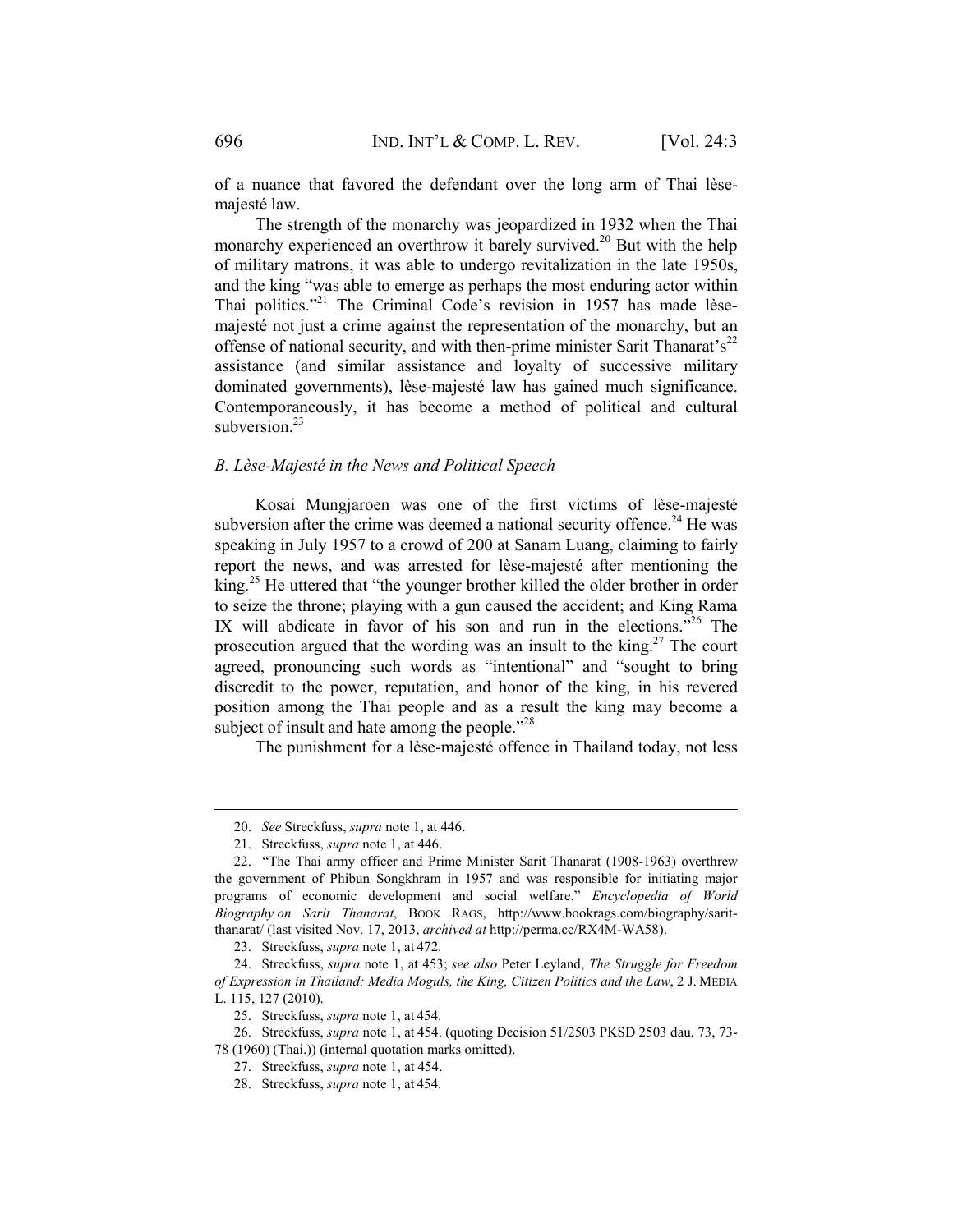of a nuance that favored the defendant over the long arm of Thai lèse-majesté law.

The strength of the monarchy was jeopardized in 1932 when the Thai monarchy experienced an overthrow it barely survived.[20] But with the help of military matrons, it was able to undergo revitalization in the late 1950s, and the king "was able to emerge as perhaps the most enduring actor within Thai politics."[21] The Criminal Code's revision in 1957 has made lèse-majesté not just a crime against the representation of the monarchy, but an offense of national security, and with then-prime minister Sarit Thanarat's[22] assistance (and similar assistance and loyalty of successive military dominated governments), lèse-majesté law has gained much significance. Contemporaneously, it has become a method of political and cultural subversion.[23]

### *B. Lèse-Majesté in the News and Political Speech*

Kosai Mungjaroen was one of the first victims of lèse-majesté subversion after the crime was deemed a national security offence.[24] He was speaking in July 1957 to a crowd of 200 at Sanam Luang, claiming to fairly report the news, and was arrested for lèse-majesté after mentioning the king.[25] He uttered that "the younger brother killed the older brother in order to seize the throne; playing with a gun caused the accident; and King Rama IX will abdicate in favor of his son and run in the elections."[26] The prosecution argued that the wording was an insult to the king.[27] The court agreed, pronouncing such words as "intentional" and "sought to bring discredit to the power, reputation, and honor of the king, in his revered position among the Thai people and as a result the king may become a subject of insult and hate among the people."[28]

The punishment for a lèse-majesté offence in Thailand today, not less

---

20. *See* Streckfuss, *supra* note 1, at 446.

21. Streckfuss, *supra* note 1, at 446.

22. "The Thai army officer and Prime Minister Sarit Thanarat (1908-1963) overthrew the government of Phibun Songkhram in 1957 and was responsible for initiating major programs of economic development and social welfare." *Encyclopedia of World Biography on Sarit Thanarat*, BOOK RAGS, http://www.bookrags.com/biography/sarit-thanarat/ (last visited Nov. 17, 2013, *archived at* http://perma.cc/RX4M-WA58).

23. Streckfuss, *supra* note 1, at 472.

24. Streckfuss, *supra* note 1, at 453; *see also* Peter Leyland, *The Struggle for Freedom of Expression in Thailand: Media Moguls, the King, Citizen Politics and the Law*, 2 J. MEDIA L. 115, 127 (2010).

25. Streckfuss, *supra* note 1, at 454.

26. Streckfuss, *supra* note 1, at 454. (quoting Decision 51/2503 PKSD 2503 dau. 73, 73-78 (1960) (Thai.)) (internal quotation marks omitted).

27. Streckfuss, *supra* note 1, at 454.

28. Streckfuss, *supra* note 1, at 454.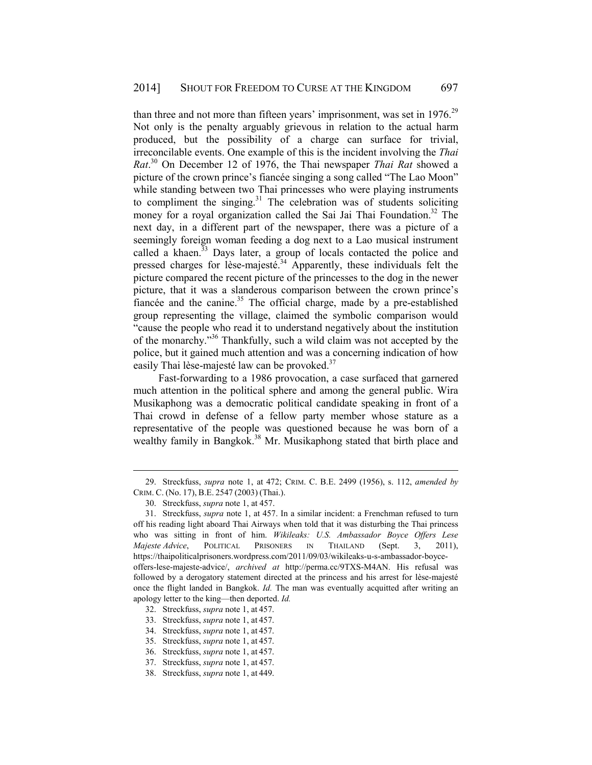than three and not more than fifteen years' imprisonment, was set in 1976.[29] Not only is the penalty arguably grievous in relation to the actual harm produced, but the possibility of a charge can surface for trivial, irreconcilable events. One example of this is the incident involving the *Thai Rat*.[30] On December 12 of 1976, the Thai newspaper *Thai Rat* showed a picture of the crown prince's fiancée singing a song called "The Lao Moon" while standing between two Thai princesses who were playing instruments to compliment the singing.[31] The celebration was of students soliciting money for a royal organization called the Sai Jai Thai Foundation.[32] The next day, in a different part of the newspaper, there was a picture of a seemingly foreign woman feeding a dog next to a Lao musical instrument called a khaen.[33] Days later, a group of locals contacted the police and pressed charges for lèse-majesté.[34] Apparently, these individuals felt the picture compared the recent picture of the princesses to the dog in the newer picture, that it was a slanderous comparison between the crown prince's fiancée and the canine.[35] The official charge, made by a pre-established group representing the village, claimed the symbolic comparison would "cause the people who read it to understand negatively about the institution of the monarchy."[36] Thankfully, such a wild claim was not accepted by the police, but it gained much attention and was a concerning indication of how easily Thai lèse-majesté law can be provoked.[37]

Fast-forwarding to a 1986 provocation, a case surfaced that garnered much attention in the political sphere and among the general public. Wira Musikaphong was a democratic political candidate speaking in front of a Thai crowd in defense of a fellow party member whose stature as a representative of the people was questioned because he was born of a wealthy family in Bangkok.[38] Mr. Musikaphong stated that birth place and

---

29. Streckfuss, *supra* note 1, at 472; CRIM. C. B.E. 2499 (1956), s. 112, *amended by* CRIM. C. (No. 17), B.E. 2547 (2003) (Thai.).

30. Streckfuss, *supra* note 1, at 457.

31. Streckfuss, *supra* note 1, at 457. In a similar incident: a Frenchman refused to turn off his reading light aboard Thai Airways when told that it was disturbing the Thai princess who was sitting in front of him. *Wikileaks: U.S. Ambassador Boyce Offers Lese Majeste Advice*, POLITICAL PRISONERS IN THAILAND (Sept. 3, 2011), https://thaipoliticalprisoners.wordpress.com/2011/09/03/wikileaks-u-s-ambassador-boyce-offers-lese-majeste-advice/, *archived at* http://perma.cc/9TXS-M4AN. His refusal was followed by a derogatory statement directed at the princess and his arrest for lèse-majesté once the flight landed in Bangkok. *Id.* The man was eventually acquitted after writing an apology letter to the king—then deported. *Id.*

32. Streckfuss, *supra* note 1, at 457.

33. Streckfuss, *supra* note 1, at 457.

34. Streckfuss, *supra* note 1, at 457.

35. Streckfuss, *supra* note 1, at 457.

36. Streckfuss, *supra* note 1, at 457.

37. Streckfuss, *supra* note 1, at 457.

38. Streckfuss, *supra* note 1, at 449.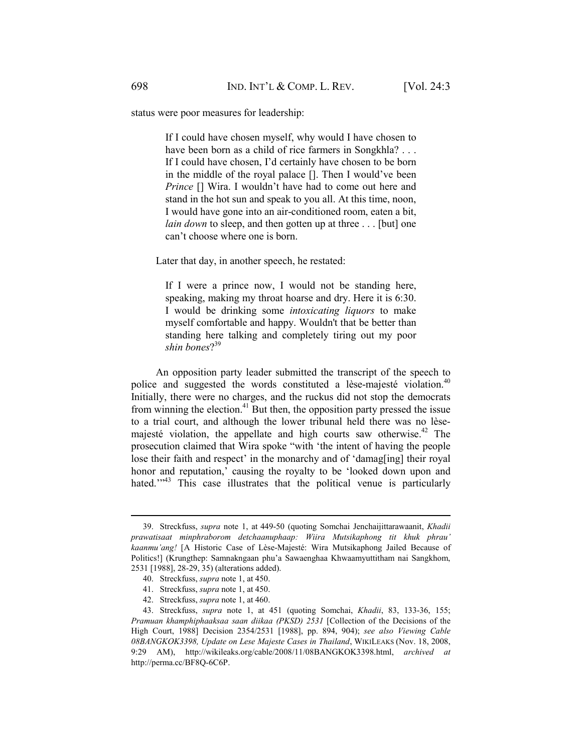status were poor measures for leadership:

> If I could have chosen myself, why would I have chosen to have been born as a child of rice farmers in Songkhla? . . . If I could have chosen, I'd certainly have chosen to be born in the middle of the royal palace []. Then I would've been *Prince* [] Wira. I wouldn't have had to come out here and stand in the hot sun and speak to you all. At this time, noon, I would have gone into an air-conditioned room, eaten a bit, *lain down* to sleep, and then gotten up at three . . . [but] one can't choose where one is born.

Later that day, in another speech, he restated:

> If I were a prince now, I would not be standing here, speaking, making my throat hoarse and dry. Here it is 6:30. I would be drinking some *intoxicating liquors* to make myself comfortable and happy. Wouldn't that be better than standing here talking and completely tiring out my poor *shin bones*?[39]

An opposition party leader submitted the transcript of the speech to police and suggested the words constituted a lèse-majesté violation.[40] Initially, there were no charges, and the ruckus did not stop the democrats from winning the election.[41] But then, the opposition party pressed the issue to a trial court, and although the lower tribunal held there was no lèse-majesté violation, the appellate and high courts saw otherwise.[42] The prosecution claimed that Wira spoke "with 'the intent of having the people lose their faith and respect' in the monarchy and of 'damag[ing] their royal honor and reputation,' causing the royalty to be 'looked down upon and hated.'"[43] This case illustrates that the political venue is particularly

---

39. Streckfuss, *supra* note 1, at 449-50 (quoting Somchai Jenchaijittarawaanit, *Khadii prawatisaat minphraborom detchaanuphaap: Wiira Mutsikaphong tit khuk phrau' kaanmu'ang!* [A Historic Case of Lèse-Majesté: Wira Mutsikaphong Jailed Because of Politics!] (Krungthep: Samnakngaan phu'a Sawaenghaa Khwaamyuttitham nai Sangkhom, 2531 [1988], 28-29, 35) (alterations added).

40. Streckfuss, *supra* note 1, at 450.

41. Streckfuss, *supra* note 1, at 450.

42. Streckfuss, *supra* note 1, at 460.

43. Streckfuss, *supra* note 1, at 451 (quoting Somchai, *Khadii*, 83, 133-36, 155; *Pramuan khamphiphaaksaa saan diikaa (PKSD) 2531* [Collection of the Decisions of the High Court, 1988] Decision 2354/2531 [1988], pp. 894, 904); *see also Viewing Cable 08BANGKOK3398, Update on Lese Majeste Cases in Thailand*, WIKILEAKS (Nov. 18, 2008, 9:29 AM), http://wikileaks.org/cable/2008/11/08BANGKOK3398.html, *archived at* http://perma.cc/BF8Q-6C6P.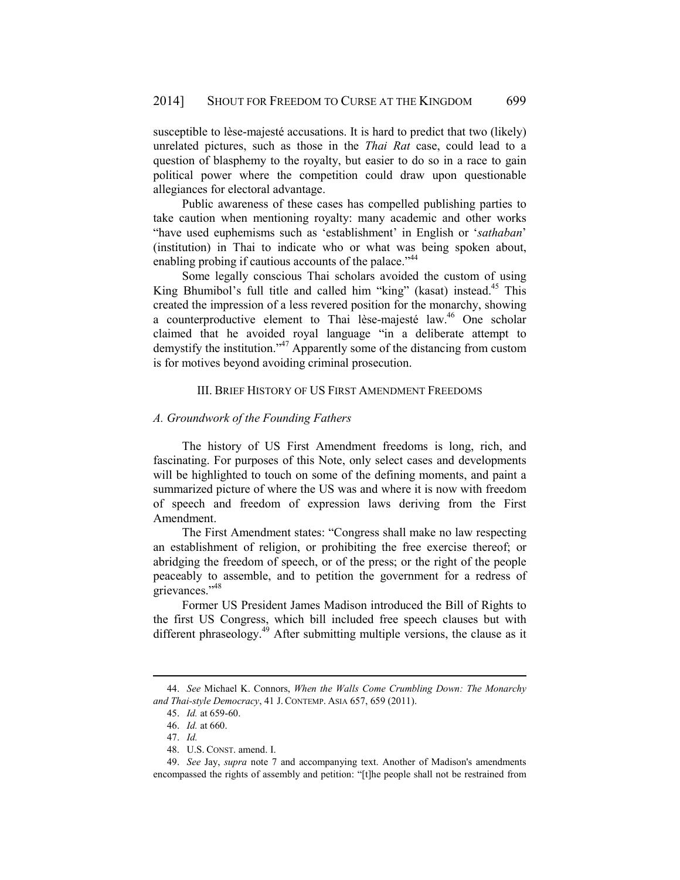susceptible to lèse-majesté accusations. It is hard to predict that two (likely) unrelated pictures, such as those in the *Thai Rat* case, could lead to a question of blasphemy to the royalty, but easier to do so in a race to gain political power where the competition could draw upon questionable allegiances for electoral advantage.

Public awareness of these cases has compelled publishing parties to take caution when mentioning royalty: many academic and other works "have used euphemisms such as 'establishment' in English or '*sathaban*' (institution) in Thai to indicate who or what was being spoken about, enabling probing if cautious accounts of the palace."[44]

Some legally conscious Thai scholars avoided the custom of using King Bhumibol's full title and called him "king" (kasat) instead.[45] This created the impression of a less revered position for the monarchy, showing a counterproductive element to Thai lèse-majesté law.[46] One scholar claimed that he avoided royal language "in a deliberate attempt to demystify the institution."[47] Apparently some of the distancing from custom is for motives beyond avoiding criminal prosecution.

## III. Brief History of US First Amendment Freedoms

### *A. Groundwork of the Founding Fathers*

The history of US First Amendment freedoms is long, rich, and fascinating. For purposes of this Note, only select cases and developments will be highlighted to touch on some of the defining moments, and paint a summarized picture of where the US was and where it is now with freedom of speech and freedom of expression laws deriving from the First Amendment.

The First Amendment states: "Congress shall make no law respecting an establishment of religion, or prohibiting the free exercise thereof; or abridging the freedom of speech, or of the press; or the right of the people peaceably to assemble, and to petition the government for a redress of grievances."[48]

Former US President James Madison introduced the Bill of Rights to the first US Congress, which bill included free speech clauses but with different phraseology.[49] After submitting multiple versions, the clause as it

---

44. *See* Michael K. Connors, *When the Walls Come Crumbling Down: The Monarchy and Thai-style Democracy*, 41 J. CONTEMP. ASIA 657, 659 (2011).

45. *Id.* at 659-60.

46. *Id.* at 660.

47. *Id.*

48. U.S. CONST. amend. I.

49. *See* Jay, *supra* note 7 and accompanying text. Another of Madison's amendments encompassed the rights of assembly and petition: "[t]he people shall not be restrained from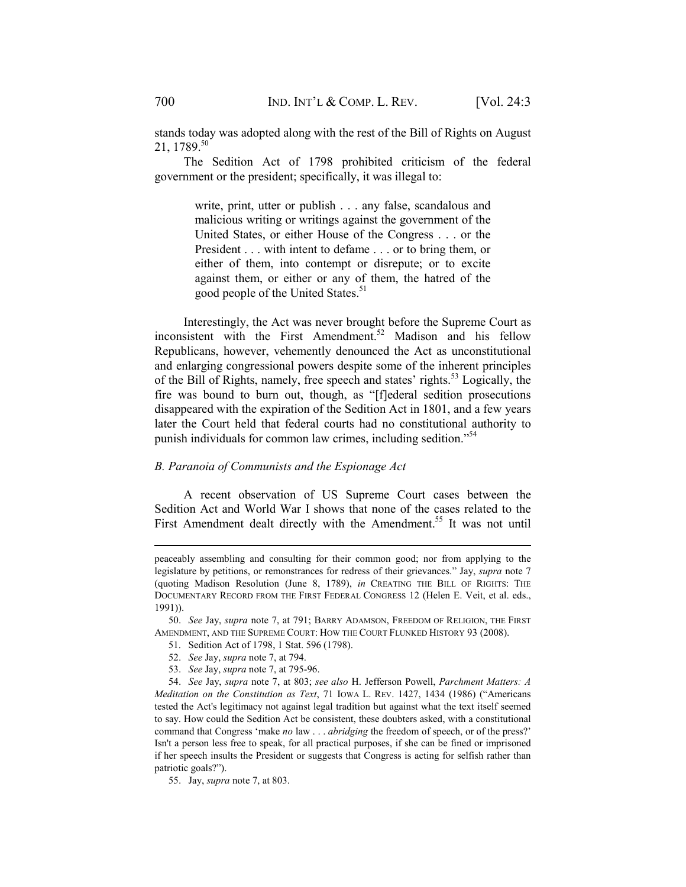stands today was adopted along with the rest of the Bill of Rights on August 21, 1789.[50]

The Sedition Act of 1798 prohibited criticism of the federal government or the president; specifically, it was illegal to:

> write, print, utter or publish . . . any false, scandalous and malicious writing or writings against the government of the United States, or either House of the Congress . . . or the President . . . with intent to defame . . . or to bring them, or either of them, into contempt or disrepute; or to excite against them, or either or any of them, the hatred of the good people of the United States.[51]

Interestingly, the Act was never brought before the Supreme Court as inconsistent with the First Amendment.[52] Madison and his fellow Republicans, however, vehemently denounced the Act as unconstitutional and enlarging congressional powers despite some of the inherent principles of the Bill of Rights, namely, free speech and states' rights.[53] Logically, the fire was bound to burn out, though, as "[f]ederal sedition prosecutions disappeared with the expiration of the Sedition Act in 1801, and a few years later the Court held that federal courts had no constitutional authority to punish individuals for common law crimes, including sedition."[54]

### *B. Paranoia of Communists and the Espionage Act*

A recent observation of US Supreme Court cases between the Sedition Act and World War I shows that none of the cases related to the First Amendment dealt directly with the Amendment.[55] It was not until

---

peaceably assembling and consulting for their common good; nor from applying to the legislature by petitions, or remonstrances for redress of their grievances." Jay, *supra* note 7 (quoting Madison Resolution (June 8, 1789), *in* CREATING THE BILL OF RIGHTS: THE DOCUMENTARY RECORD FROM THE FIRST FEDERAL CONGRESS 12 (Helen E. Veit, et al. eds., 1991)).

50. *See* Jay, *supra* note 7, at 791; BARRY ADAMSON, FREEDOM OF RELIGION, THE FIRST AMENDMENT, AND THE SUPREME COURT: HOW THE COURT FLUNKED HISTORY 93 (2008).

51. Sedition Act of 1798, 1 Stat. 596 (1798).

52. *See* Jay, *supra* note 7, at 794.

53. *See* Jay, *supra* note 7, at 795-96.

54. *See* Jay, *supra* note 7, at 803; *see also* H. Jefferson Powell, *Parchment Matters: A Meditation on the Constitution as Text*, 71 IOWA L. REV. 1427, 1434 (1986) ("Americans tested the Act's legitimacy not against legal tradition but against what the text itself seemed to say. How could the Sedition Act be consistent, these doubters asked, with a constitutional command that Congress 'make *no* law . . . *abridging* the freedom of speech, or of the press?' Isn't a person less free to speak, for all practical purposes, if she can be fined or imprisoned if her speech insults the President or suggests that Congress is acting for selfish rather than patriotic goals?").

55. Jay, *supra* note 7, at 803.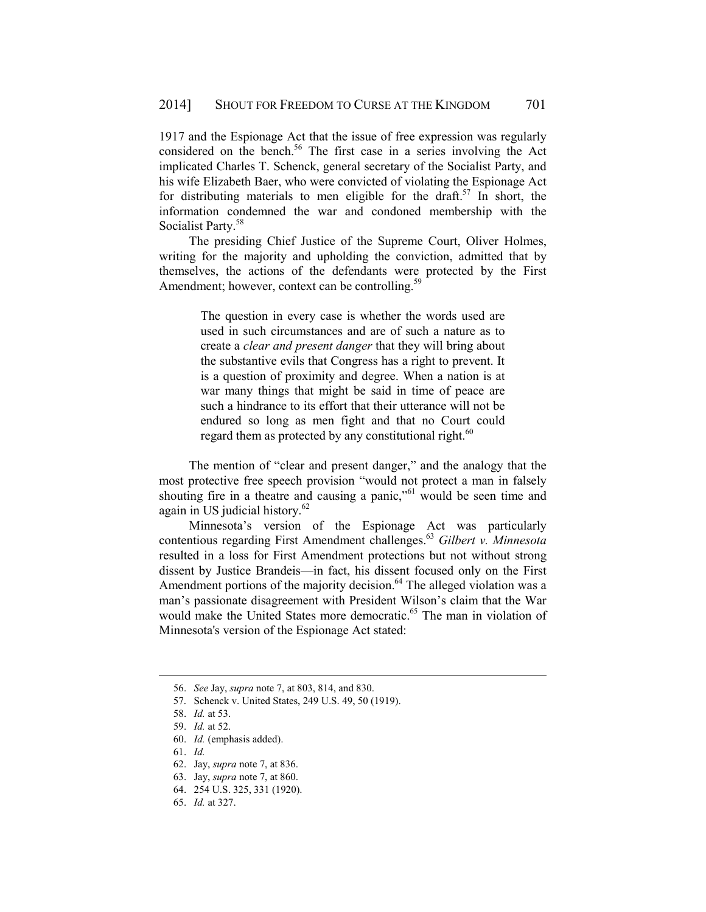1917 and the Espionage Act that the issue of free expression was regularly considered on the bench.[56] The first case in a series involving the Act implicated Charles T. Schenck, general secretary of the Socialist Party, and his wife Elizabeth Baer, who were convicted of violating the Espionage Act for distributing materials to men eligible for the draft.[57] In short, the information condemned the war and condoned membership with the Socialist Party.[58]

The presiding Chief Justice of the Supreme Court, Oliver Holmes, writing for the majority and upholding the conviction, admitted that by themselves, the actions of the defendants were protected by the First Amendment; however, context can be controlling.[59]

> The question in every case is whether the words used are used in such circumstances and are of such a nature as to create a *clear and present danger* that they will bring about the substantive evils that Congress has a right to prevent. It is a question of proximity and degree. When a nation is at war many things that might be said in time of peace are such a hindrance to its effort that their utterance will not be endured so long as men fight and that no Court could regard them as protected by any constitutional right.[60]

The mention of "clear and present danger," and the analogy that the most protective free speech provision "would not protect a man in falsely shouting fire in a theatre and causing a panic,"[61] would be seen time and again in US judicial history.[62]

Minnesota's version of the Espionage Act was particularly contentious regarding First Amendment challenges.[63] *Gilbert v. Minnesota* resulted in a loss for First Amendment protections but not without strong dissent by Justice Brandeis—in fact, his dissent focused only on the First Amendment portions of the majority decision.[64] The alleged violation was a man's passionate disagreement with President Wilson's claim that the War would make the United States more democratic.[65] The man in violation of Minnesota's version of the Espionage Act stated:

---

56. *See* Jay, *supra* note 7, at 803, 814, and 830.
57. Schenck v. United States, 249 U.S. 49, 50 (1919).
58. *Id.* at 53.
59. *Id.* at 52.
60. *Id.* (emphasis added).
61. *Id.*
62. Jay, *supra* note 7, at 836.
63. Jay, *supra* note 7, at 860.
64. 254 U.S. 325, 331 (1920).
65. *Id.* at 327.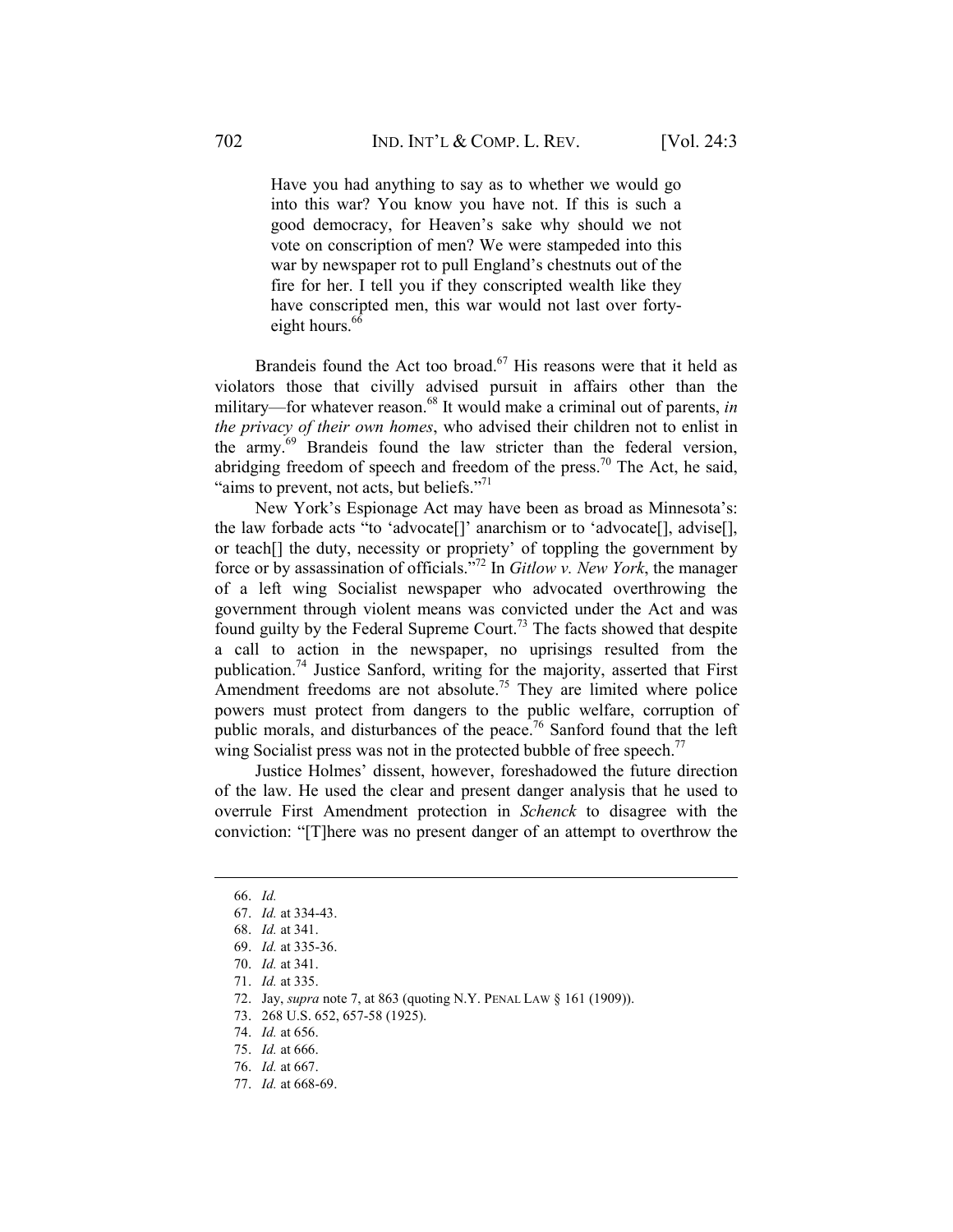> Have you had anything to say as to whether we would go into this war? You know you have not. If this is such a good democracy, for Heaven's sake why should we not vote on conscription of men? We were stampeded into this war by newspaper rot to pull England's chestnuts out of the fire for her. I tell you if they conscripted wealth like they have conscripted men, this war would not last over forty-eight hours.[66]

Brandeis found the Act too broad.[67] His reasons were that it held as violators those that civilly advised pursuit in affairs other than the military—for whatever reason.[68] It would make a criminal out of parents, *in the privacy of their own homes*, who advised their children not to enlist in the army.[69] Brandeis found the law stricter than the federal version, abridging freedom of speech and freedom of the press.[70] The Act, he said, "aims to prevent, not acts, but beliefs."[71]

New York's Espionage Act may have been as broad as Minnesota's: the law forbade acts "to 'advocate[]' anarchism or to 'advocate[], advise[], or teach[] the duty, necessity or propriety' of toppling the government by force or by assassination of officials."[72] In *Gitlow v. New York*, the manager of a left wing Socialist newspaper who advocated overthrowing the government through violent means was convicted under the Act and was found guilty by the Federal Supreme Court.[73] The facts showed that despite a call to action in the newspaper, no uprisings resulted from the publication.[74] Justice Sanford, writing for the majority, asserted that First Amendment freedoms are not absolute.[75] They are limited where police powers must protect from dangers to the public welfare, corruption of public morals, and disturbances of the peace.[76] Sanford found that the left wing Socialist press was not in the protected bubble of free speech.[77]

Justice Holmes' dissent, however, foreshadowed the future direction of the law. He used the clear and present danger analysis that he used to overrule First Amendment protection in *Schenck* to disagree with the conviction: "[T]here was no present danger of an attempt to overthrow the

---

66. *Id.*
67. *Id.* at 334-43.
68. *Id.* at 341.
69. *Id.* at 335-36.
70. *Id.* at 341.
71. *Id.* at 335.
72. Jay, *supra* note 7, at 863 (quoting N.Y. PENAL LAW § 161 (1909)).
73. 268 U.S. 652, 657-58 (1925).
74. *Id.* at 656.
75. *Id.* at 666.
76. *Id.* at 667.
77. *Id.* at 668-69.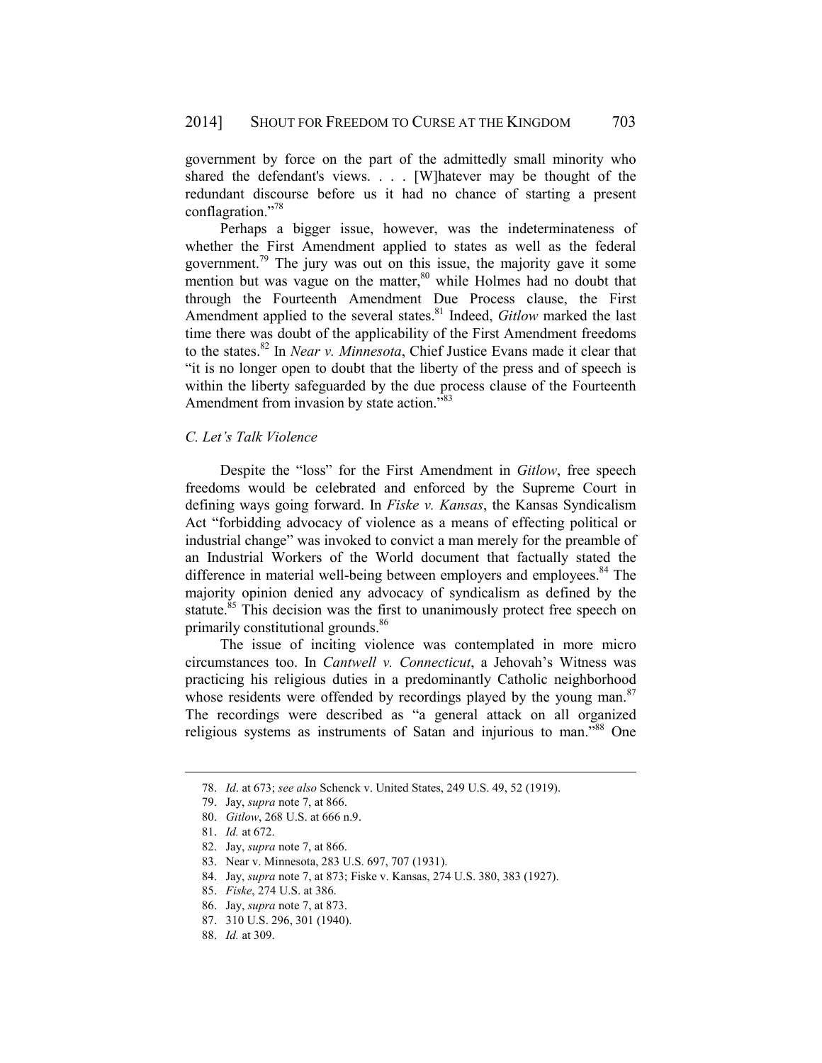government by force on the part of the admittedly small minority who shared the defendant's views. . . . [W]hatever may be thought of the redundant discourse before us it had no chance of starting a present conflagration."[78]

Perhaps a bigger issue, however, was the indeterminateness of whether the First Amendment applied to states as well as the federal government.[79] The jury was out on this issue, the majority gave it some mention but was vague on the matter,[80] while Holmes had no doubt that through the Fourteenth Amendment Due Process clause, the First Amendment applied to the several states.[81] Indeed, *Gitlow* marked the last time there was doubt of the applicability of the First Amendment freedoms to the states.[82] In *Near v. Minnesota*, Chief Justice Evans made it clear that "it is no longer open to doubt that the liberty of the press and of speech is within the liberty safeguarded by the due process clause of the Fourteenth Amendment from invasion by state action."[83]

### C. Let's Talk Violence

Despite the "loss" for the First Amendment in *Gitlow*, free speech freedoms would be celebrated and enforced by the Supreme Court in defining ways going forward. In *Fiske v. Kansas*, the Kansas Syndicalism Act "forbidding advocacy of violence as a means of effecting political or industrial change" was invoked to convict a man merely for the preamble of an Industrial Workers of the World document that factually stated the difference in material well-being between employers and employees.[84] The majority opinion denied any advocacy of syndicalism as defined by the statute.[85] This decision was the first to unanimously protect free speech on primarily constitutional grounds.[86]

The issue of inciting violence was contemplated in more micro circumstances too. In *Cantwell v. Connecticut*, a Jehovah's Witness was practicing his religious duties in a predominantly Catholic neighborhood whose residents were offended by recordings played by the young man.[87] The recordings were described as "a general attack on all organized religious systems as instruments of Satan and injurious to man."[88] One

---

78. *Id*. at 673; *see also* Schenck v. United States, 249 U.S. 49, 52 (1919).
79. Jay, *supra* note 7, at 866.
80. *Gitlow*, 268 U.S. at 666 n.9.
81. *Id.* at 672.
82. Jay, *supra* note 7, at 866.
83. Near v. Minnesota, 283 U.S. 697, 707 (1931).
84. Jay, *supra* note 7, at 873; Fiske v. Kansas, 274 U.S. 380, 383 (1927).
85. *Fiske*, 274 U.S. at 386.
86. Jay, *supra* note 7, at 873.
87. 310 U.S. 296, 301 (1940).
88. *Id.* at 309.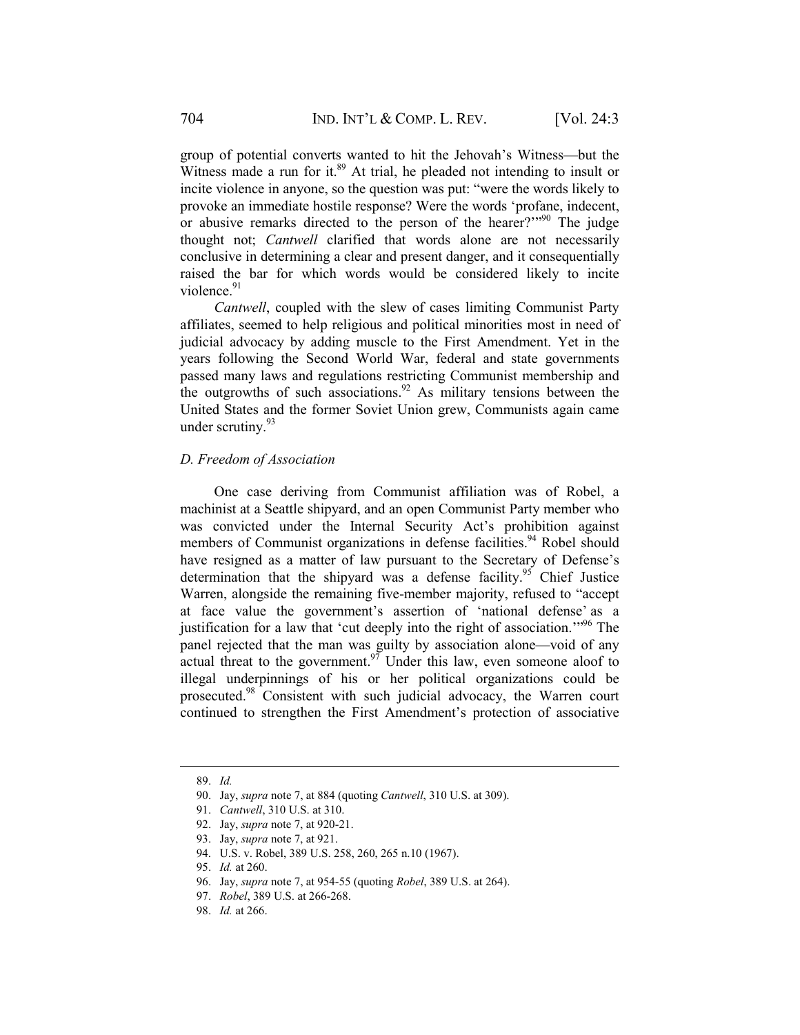group of potential converts wanted to hit the Jehovah's Witness—but the Witness made a run for it.[89] At trial, he pleaded not intending to insult or incite violence in anyone, so the question was put: "were the words likely to provoke an immediate hostile response? Were the words 'profane, indecent, or abusive remarks directed to the person of the hearer?'"[90] The judge thought not; *Cantwell* clarified that words alone are not necessarily conclusive in determining a clear and present danger, and it consequentially raised the bar for which words would be considered likely to incite violence.[91]

*Cantwell*, coupled with the slew of cases limiting Communist Party affiliates, seemed to help religious and political minorities most in need of judicial advocacy by adding muscle to the First Amendment. Yet in the years following the Second World War, federal and state governments passed many laws and regulations restricting Communist membership and the outgrowths of such associations.[92] As military tensions between the United States and the former Soviet Union grew, Communists again came under scrutiny.[93]

### *D. Freedom of Association*

One case deriving from Communist affiliation was of Robel, a machinist at a Seattle shipyard, and an open Communist Party member who was convicted under the Internal Security Act's prohibition against members of Communist organizations in defense facilities.[94] Robel should have resigned as a matter of law pursuant to the Secretary of Defense's determination that the shipyard was a defense facility.[95] Chief Justice Warren, alongside the remaining five-member majority, refused to "accept at face value the government's assertion of 'national defense' as a justification for a law that 'cut deeply into the right of association.'"[96] The panel rejected that the man was guilty by association alone—void of any actual threat to the government.[97] Under this law, even someone aloof to illegal underpinnings of his or her political organizations could be prosecuted.[98] Consistent with such judicial advocacy, the Warren court continued to strengthen the First Amendment's protection of associative

---

89. *Id.*

90. Jay, *supra* note 7, at 884 (quoting *Cantwell*, 310 U.S. at 309).

91. *Cantwell*, 310 U.S. at 310.

92. Jay, *supra* note 7, at 920-21.

93. Jay, *supra* note 7, at 921.

94. U.S. v. Robel, 389 U.S. 258, 260, 265 n.10 (1967).

95. *Id.* at 260.

96. Jay, *supra* note 7, at 954-55 (quoting *Robel*, 389 U.S. at 264).

97. *Robel*, 389 U.S. at 266-268.

98. *Id.* at 266.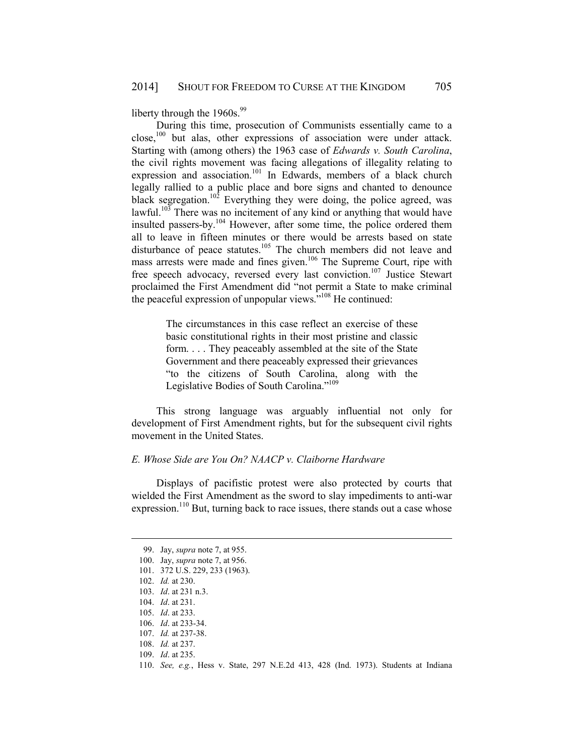liberty through the 1960s.[99]

During this time, prosecution of Communists essentially came to a close,[100] but alas, other expressions of association were under attack. Starting with (among others) the 1963 case of *Edwards v. South Carolina*, the civil rights movement was facing allegations of illegality relating to expression and association.[101] In Edwards, members of a black church legally rallied to a public place and bore signs and chanted to denounce black segregation.[102] Everything they were doing, the police agreed, was lawful.[103] There was no incitement of any kind or anything that would have insulted passers-by.[104] However, after some time, the police ordered them all to leave in fifteen minutes or there would be arrests based on state disturbance of peace statutes.[105] The church members did not leave and mass arrests were made and fines given.[106] The Supreme Court, ripe with free speech advocacy, reversed every last conviction.[107] Justice Stewart proclaimed the First Amendment did "not permit a State to make criminal the peaceful expression of unpopular views."[108] He continued:

> The circumstances in this case reflect an exercise of these basic constitutional rights in their most pristine and classic form. . . . They peaceably assembled at the site of the State Government and there peaceably expressed their grievances "to the citizens of South Carolina, along with the Legislative Bodies of South Carolina."[109]

This strong language was arguably influential not only for development of First Amendment rights, but for the subsequent civil rights movement in the United States.

### *E. Whose Side are You On? NAACP v. Claiborne Hardware*

Displays of pacifistic protest were also protected by courts that wielded the First Amendment as the sword to slay impediments to anti-war expression.[110] But, turning back to race issues, there stands out a case whose

---

99. Jay, *supra* note 7, at 955.
100. Jay, *supra* note 7, at 956.
101. 372 U.S. 229, 233 (1963).
102. *Id.* at 230.
103. *Id*. at 231 n.3.
104. *Id*. at 231.
105. *Id*. at 233.
106. *Id*. at 233-34.
107. *Id.* at 237-38.
108. *Id.* at 237.
109. *Id*. at 235.
110. *See, e.g.*, Hess v. State, 297 N.E.2d 413, 428 (Ind. 1973). Students at Indiana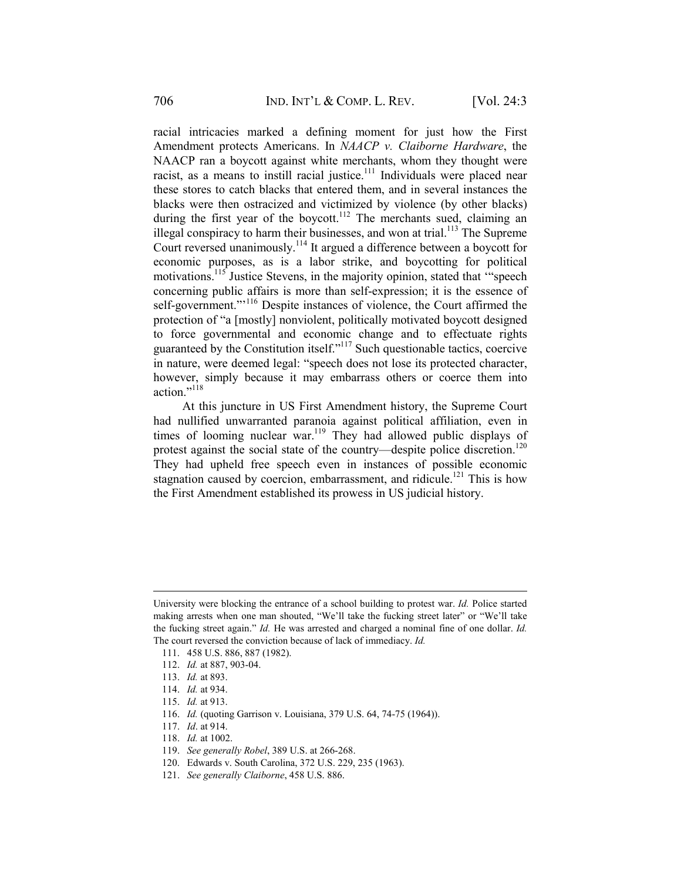racial intricacies marked a defining moment for just how the First Amendment protects Americans. In *NAACP v. Claiborne Hardware*, the NAACP ran a boycott against white merchants, whom they thought were racist, as a means to instill racial justice.[111] Individuals were placed near these stores to catch blacks that entered them, and in several instances the blacks were then ostracized and victimized by violence (by other blacks) during the first year of the boycott.[112] The merchants sued, claiming an illegal conspiracy to harm their businesses, and won at trial.[113] The Supreme Court reversed unanimously.[114] It argued a difference between a boycott for economic purposes, as is a labor strike, and boycotting for political motivations.[115] Justice Stevens, in the majority opinion, stated that '"speech concerning public affairs is more than self-expression; it is the essence of self-government."'[116] Despite instances of violence, the Court affirmed the protection of "a [mostly] nonviolent, politically motivated boycott designed to force governmental and economic change and to effectuate rights guaranteed by the Constitution itself."[117] Such questionable tactics, coercive in nature, were deemed legal: "speech does not lose its protected character, however, simply because it may embarrass others or coerce them into action."[118]

At this juncture in US First Amendment history, the Supreme Court had nullified unwarranted paranoia against political affiliation, even in times of looming nuclear war.[119] They had allowed public displays of protest against the social state of the country—despite police discretion.[120] They had upheld free speech even in instances of possible economic stagnation caused by coercion, embarrassment, and ridicule.[121] This is how the First Amendment established its prowess in US judicial history.

---

University were blocking the entrance of a school building to protest war. *Id.* Police started making arrests when one man shouted, "We'll take the fucking street later" or "We'll take the fucking street again." *Id.* He was arrested and charged a nominal fine of one dollar. *Id.* The court reversed the conviction because of lack of immediacy. *Id.*

111. 458 U.S. 886, 887 (1982).
112. *Id.* at 887, 903-04.
113. *Id.* at 893.
114. *Id.* at 934.
115. *Id.* at 913.
116. *Id.* (quoting Garrison v. Louisiana, 379 U.S. 64, 74-75 (1964)).
117. *Id*. at 914.
118. *Id.* at 1002.
119. *See generally Robel*, 389 U.S. at 266-268.
120. Edwards v. South Carolina, 372 U.S. 229, 235 (1963).
121. *See generally Claiborne*, 458 U.S. 886.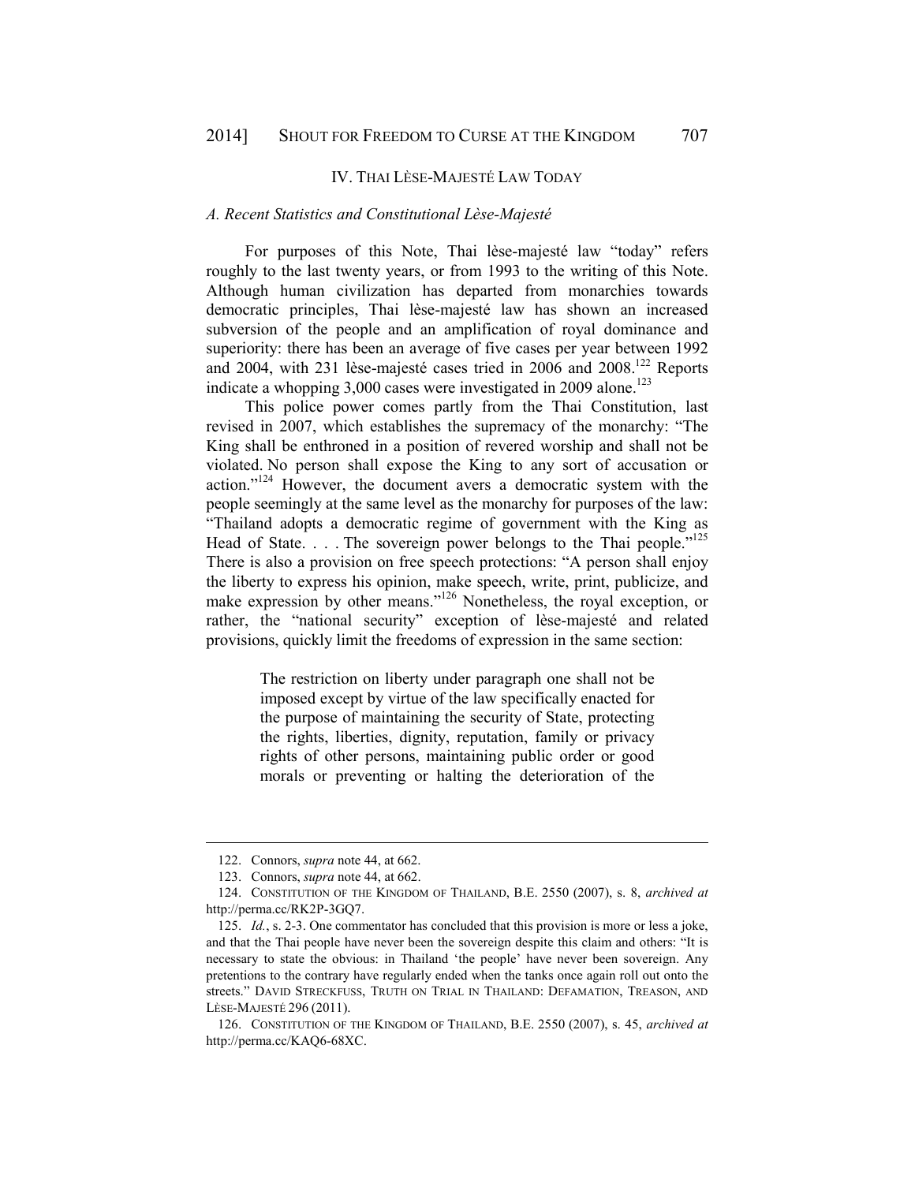## IV. THAI LÈSE-MAJESTÉ LAW TODAY

### *A. Recent Statistics and Constitutional Lèse-Majesté*

For purposes of this Note, Thai lèse-majesté law "today" refers roughly to the last twenty years, or from 1993 to the writing of this Note. Although human civilization has departed from monarchies towards democratic principles, Thai lèse-majesté law has shown an increased subversion of the people and an amplification of royal dominance and superiority: there has been an average of five cases per year between 1992 and 2004, with 231 lèse-majesté cases tried in 2006 and 2008.[122] Reports indicate a whopping 3,000 cases were investigated in 2009 alone.[123]

This police power comes partly from the Thai Constitution, last revised in 2007, which establishes the supremacy of the monarchy: "The King shall be enthroned in a position of revered worship and shall not be violated. No person shall expose the King to any sort of accusation or action."[124] However, the document avers a democratic system with the people seemingly at the same level as the monarchy for purposes of the law: "Thailand adopts a democratic regime of government with the King as Head of State. . . . The sovereign power belongs to the Thai people."[125] There is also a provision on free speech protections: "A person shall enjoy the liberty to express his opinion, make speech, write, print, publicize, and make expression by other means."[126] Nonetheless, the royal exception, or rather, the "national security" exception of lèse-majesté and related provisions, quickly limit the freedoms of expression in the same section:

> The restriction on liberty under paragraph one shall not be imposed except by virtue of the law specifically enacted for the purpose of maintaining the security of State, protecting the rights, liberties, dignity, reputation, family or privacy rights of other persons, maintaining public order or good morals or preventing or halting the deterioration of the

---

122. Connors, *supra* note 44, at 662.

123. Connors, *supra* note 44, at 662.

124. CONSTITUTION OF THE KINGDOM OF THAILAND, B.E. 2550 (2007), s. 8, *archived at* http://perma.cc/RK2P-3GQ7.

125. *Id.*, s. 2-3. One commentator has concluded that this provision is more or less a joke, and that the Thai people have never been the sovereign despite this claim and others: "It is necessary to state the obvious: in Thailand 'the people' have never been sovereign. Any pretentions to the contrary have regularly ended when the tanks once again roll out onto the streets." DAVID STRECKFUSS, TRUTH ON TRIAL IN THAILAND: DEFAMATION, TREASON, AND LÈSE-MAJESTÉ 296 (2011).

126. CONSTITUTION OF THE KINGDOM OF THAILAND, B.E. 2550 (2007), s. 45, *archived at* http://perma.cc/KAQ6-68XC.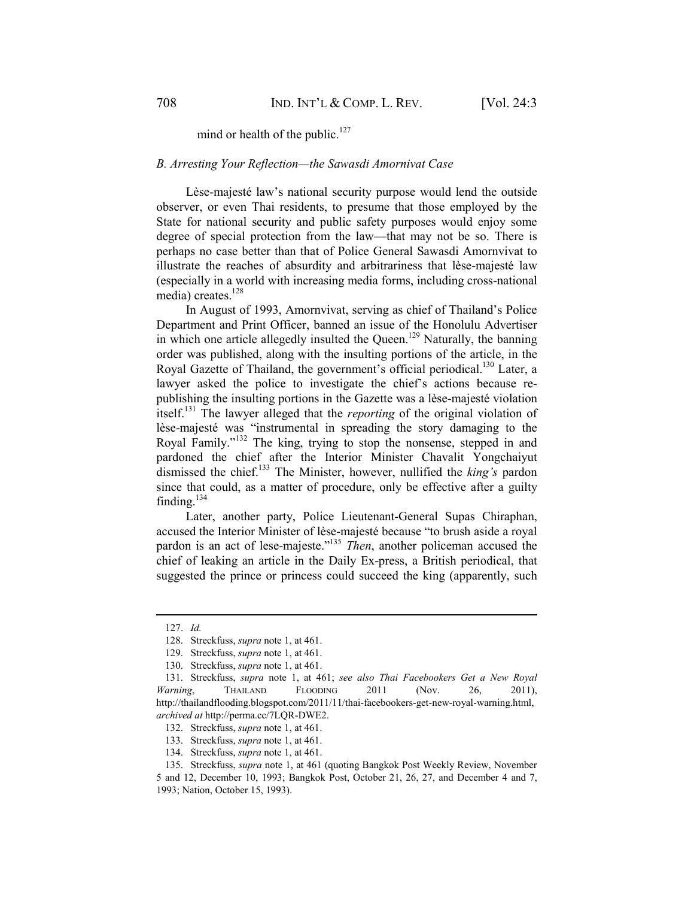mind or health of the public.[127]

### *B. Arresting Your Reflection—the Sawasdi Amornivat Case*

Lèse-majesté law's national security purpose would lend the outside observer, or even Thai residents, to presume that those employed by the State for national security and public safety purposes would enjoy some degree of special protection from the law—that may not be so. There is perhaps no case better than that of Police General Sawasdi Amornvivat to illustrate the reaches of absurdity and arbitrariness that lèse-majesté law (especially in a world with increasing media forms, including cross-national media) creates.[128]

In August of 1993, Amornvivat, serving as chief of Thailand's Police Department and Print Officer, banned an issue of the Honolulu Advertiser in which one article allegedly insulted the Queen.[129] Naturally, the banning order was published, along with the insulting portions of the article, in the Royal Gazette of Thailand, the government's official periodical.[130] Later, a lawyer asked the police to investigate the chief's actions because re-publishing the insulting portions in the Gazette was a lèse-majesté violation itself.[131] The lawyer alleged that the *reporting* of the original violation of lèse-majesté was "instrumental in spreading the story damaging to the Royal Family."[132] The king, trying to stop the nonsense, stepped in and pardoned the chief after the Interior Minister Chavalit Yongchaiyut dismissed the chief.[133] The Minister, however, nullified the *king's* pardon since that could, as a matter of procedure, only be effective after a guilty finding.[134]

Later, another party, Police Lieutenant-General Supas Chiraphan, accused the Interior Minister of lèse-majesté because "to brush aside a royal pardon is an act of lese-majeste."[135] *Then*, another policeman accused the chief of leaking an article in the Daily Ex-press, a British periodical, that suggested the prince or princess could succeed the king (apparently, such

---

127. *Id.*

128. Streckfuss, *supra* note 1, at 461.

129. Streckfuss, *supra* note 1, at 461.

130. Streckfuss, *supra* note 1, at 461.

131. Streckfuss, *supra* note 1, at 461; *see also Thai Facebookers Get a New Royal Warning*, THAILAND FLOODING 2011 (Nov. 26, 2011), http://thailandflooding.blogspot.com/2011/11/thai-facebookers-get-new-royal-warning.html, *archived at* http://perma.cc/7LQR-DWE2.

132. Streckfuss, *supra* note 1, at 461.

133. Streckfuss, *supra* note 1, at 461.

134. Streckfuss, *supra* note 1, at 461.

135. Streckfuss, *supra* note 1, at 461 (quoting Bangkok Post Weekly Review, November 5 and 12, December 10, 1993; Bangkok Post, October 21, 26, 27, and December 4 and 7, 1993; Nation, October 15, 1993).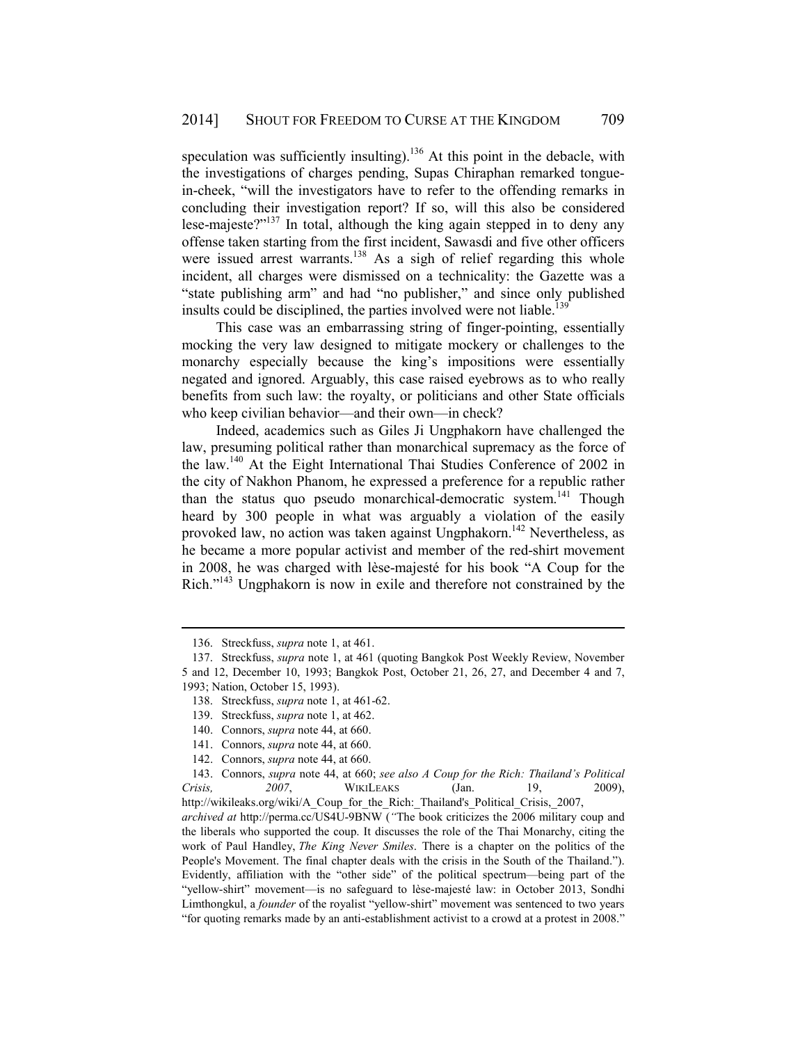speculation was sufficiently insulting).[136] At this point in the debacle, with the investigations of charges pending, Supas Chiraphan remarked tongue-in-cheek, "will the investigators have to refer to the offending remarks in concluding their investigation report? If so, will this also be considered lese-majeste?"[137] In total, although the king again stepped in to deny any offense taken starting from the first incident, Sawasdi and five other officers were issued arrest warrants.[138] As a sigh of relief regarding this whole incident, all charges were dismissed on a technicality: the Gazette was a "state publishing arm" and had "no publisher," and since only published insults could be disciplined, the parties involved were not liable.[139]

This case was an embarrassing string of finger-pointing, essentially mocking the very law designed to mitigate mockery or challenges to the monarchy especially because the king's impositions were essentially negated and ignored. Arguably, this case raised eyebrows as to who really benefits from such law: the royalty, or politicians and other State officials who keep civilian behavior—and their own—in check?

Indeed, academics such as Giles Ji Ungphakorn have challenged the law, presuming political rather than monarchical supremacy as the force of the law.[140] At the Eight International Thai Studies Conference of 2002 in the city of Nakhon Phanom, he expressed a preference for a republic rather than the status quo pseudo monarchical-democratic system.[141] Though heard by 300 people in what was arguably a violation of the easily provoked law, no action was taken against Ungphakorn.[142] Nevertheless, as he became a more popular activist and member of the red-shirt movement in 2008, he was charged with lèse-majesté for his book "A Coup for the Rich."[143] Ungphakorn is now in exile and therefore not constrained by the

---

136. Streckfuss, *supra* note 1, at 461.

137. Streckfuss, *supra* note 1, at 461 (quoting Bangkok Post Weekly Review, November 5 and 12, December 10, 1993; Bangkok Post, October 21, 26, 27, and December 4 and 7, 1993; Nation, October 15, 1993).

138. Streckfuss, *supra* note 1, at 461-62.

139. Streckfuss, *supra* note 1, at 462.

140. Connors, *supra* note 44, at 660.

141. Connors, *supra* note 44, at 660.

142. Connors, *supra* note 44, at 660.

143. Connors, *supra* note 44, at 660; *see also A Coup for the Rich: Thailand's Political Crisis, 2007*, WIKILEAKS (Jan. 19, 2009), http://wikileaks.org/wiki/A_Coup_for_the_Rich:_Thailand's_Political_Crisis,_2007, *archived at* http://perma.cc/US4U-9BNW ("The book criticizes the 2006 military coup and the liberals who supported the coup. It discusses the role of the Thai Monarchy, citing the work of Paul Handley, *The King Never Smiles*. There is a chapter on the politics of the People's Movement. The final chapter deals with the crisis in the South of the Thailand."). Evidently, affiliation with the "other side" of the political spectrum—being part of the "yellow-shirt" movement—is no safeguard to lèse-majesté law: in October 2013, Sondhi Limthongkul, a *founder* of the royalist "yellow-shirt" movement was sentenced to two years "for quoting remarks made by an anti-establishment activist to a crowd at a protest in 2008."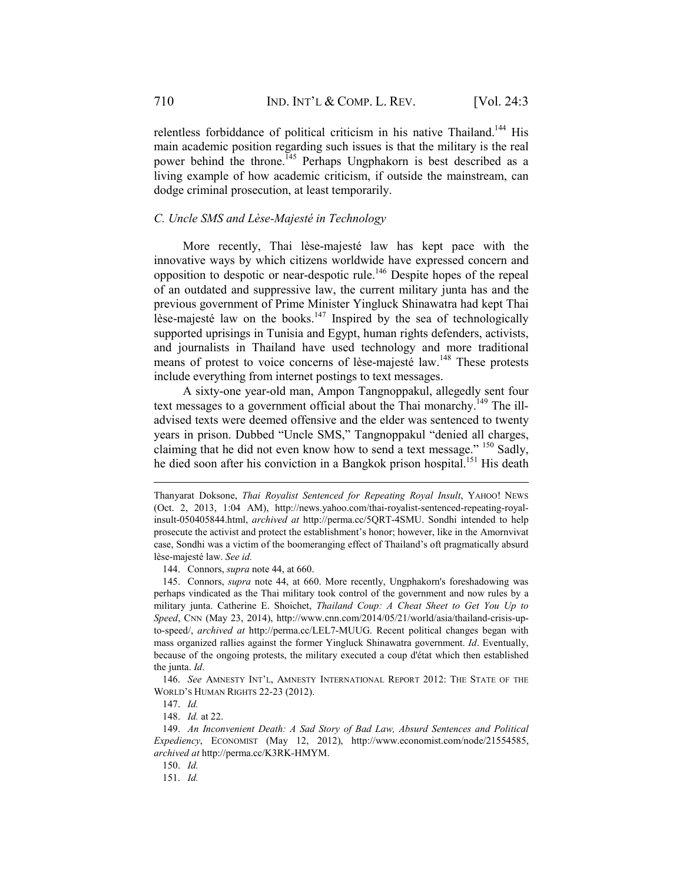relentless forbiddance of political criticism in his native Thailand.[144] His main academic position regarding such issues is that the military is the real power behind the throne.[145] Perhaps Ungphakorn is best described as a living example of how academic criticism, if outside the mainstream, can dodge criminal prosecution, at least temporarily.

### *C. Uncle SMS and Lèse-Majesté in Technology*

More recently, Thai lèse-majesté law has kept pace with the innovative ways by which citizens worldwide have expressed concern and opposition to despotic or near-despotic rule.[146] Despite hopes of the repeal of an outdated and suppressive law, the current military junta has and the previous government of Prime Minister Yingluck Shinawatra had kept Thai lèse-majesté law on the books.[147] Inspired by the sea of technologically supported uprisings in Tunisia and Egypt, human rights defenders, activists, and journalists in Thailand have used technology and more traditional means of protest to voice concerns of lèse-majesté law.[148] These protests include everything from internet postings to text messages.

A sixty-one year-old man, Ampon Tangnoppakul, allegedly sent four text messages to a government official about the Thai monarchy.[149] The ill-advised texts were deemed offensive and the elder was sentenced to twenty years in prison. Dubbed "Uncle SMS," Tangnoppakul "denied all charges, claiming that he did not even know how to send a text message." [150] Sadly, he died soon after his conviction in a Bangkok prison hospital.[151] His death

---

Thanyarat Doksone, *Thai Royalist Sentenced for Repeating Royal Insult*, YAHOO! NEWS (Oct. 2, 2013, 1:04 AM), http://news.yahoo.com/thai-royalist-sentenced-repeating-royal-insult-050405844.html, *archived at* http://perma.cc/5QRT-4SMU. Sondhi intended to help prosecute the activist and protect the establishment's honor; however, like in the Amornvivat case, Sondhi was a victim of the boomeranging effect of Thailand's oft pragmatically absurd lèse-majesté law. *See id.*

144. Connors, *supra* note 44, at 660.

145. Connors, *supra* note 44, at 660. More recently, Ungphakorn's foreshadowing was perhaps vindicated as the Thai military took control of the government and now rules by a military junta. Catherine E. Shoichet, *Thailand Coup: A Cheat Sheet to Get You Up to Speed*, CNN (May 23, 2014), http://www.cnn.com/2014/05/21/world/asia/thailand-crisis-up-to-speed/, *archived at* http://perma.cc/LEL7-MUUG. Recent political changes began with mass organized rallies against the former Yingluck Shinawatra government. *Id*. Eventually, because of the ongoing protests, the military executed a coup d'état which then established the junta. *Id*.

146. *See* AMNESTY INT'L, AMNESTY INTERNATIONAL REPORT 2012: THE STATE OF THE WORLD'S HUMAN RIGHTS 22-23 (2012).

147. *Id.*

148. *Id.* at 22.

149. *An Inconvenient Death: A Sad Story of Bad Law, Absurd Sentences and Political Expediency*, ECONOMIST (May 12, 2012), http://www.economist.com/node/21554585, *archived at* http://perma.cc/K3RK-HMYM.

150. *Id.*

151. *Id.*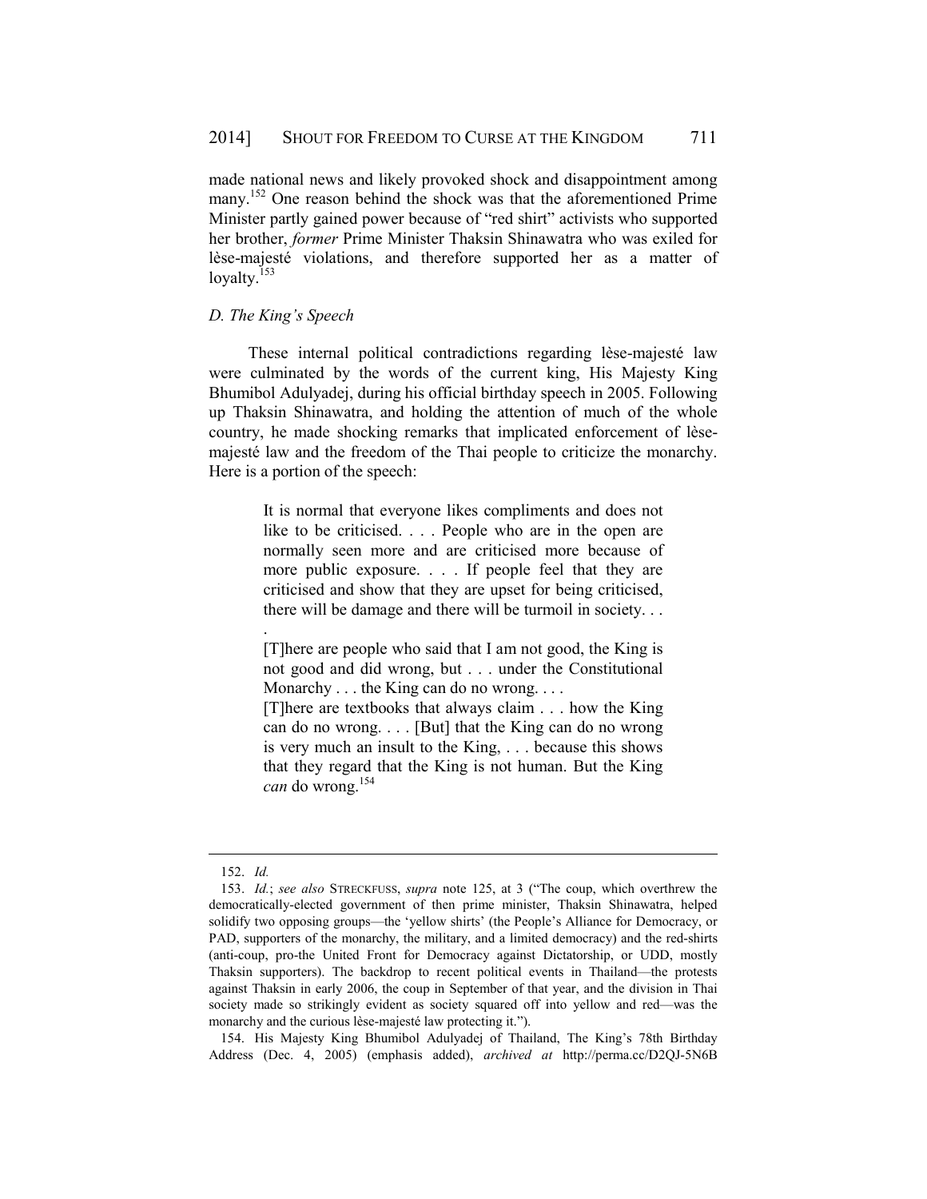made national news and likely provoked shock and disappointment among many.[152] One reason behind the shock was that the aforementioned Prime Minister partly gained power because of "red shirt" activists who supported her brother, *former* Prime Minister Thaksin Shinawatra who was exiled for lèse-majesté violations, and therefore supported her as a matter of loyalty.[153]

### *D. The King's Speech*

These internal political contradictions regarding lèse-majesté law were culminated by the words of the current king, His Majesty King Bhumibol Adulyadej, during his official birthday speech in 2005. Following up Thaksin Shinawatra, and holding the attention of much of the whole country, he made shocking remarks that implicated enforcement of lèse-majesté law and the freedom of the Thai people to criticize the monarchy. Here is a portion of the speech:

> It is normal that everyone likes compliments and does not like to be criticised. . . . People who are in the open are normally seen more and are criticised more because of more public exposure. . . . If people feel that they are criticised and show that they are upset for being criticised, there will be damage and there will be turmoil in society. . . .
>
> [T]here are people who said that I am not good, the King is not good and did wrong, but . . . under the Constitutional Monarchy . . . the King can do no wrong. . . .
>
> [T]here are textbooks that always claim . . . how the King can do no wrong. . . . [But] that the King can do no wrong is very much an insult to the King, . . . because this shows that they regard that the King is not human. But the King *can* do wrong.[154]

---

152. *Id.*

153. *Id.*; *see also* STRECKFUSS, *supra* note 125, at 3 ("The coup, which overthrew the democratically-elected government of then prime minister, Thaksin Shinawatra, helped solidify two opposing groups—the 'yellow shirts' (the People's Alliance for Democracy, or PAD, supporters of the monarchy, the military, and a limited democracy) and the red-shirts (anti-coup, pro-the United Front for Democracy against Dictatorship, or UDD, mostly Thaksin supporters). The backdrop to recent political events in Thailand—the protests against Thaksin in early 2006, the coup in September of that year, and the division in Thai society made so strikingly evident as society squared off into yellow and red—was the monarchy and the curious lèse-majesté law protecting it.").

154. His Majesty King Bhumibol Adulyadej of Thailand, The King's 78th Birthday Address (Dec. 4, 2005) (emphasis added), *archived at* http://perma.cc/D2QJ-5N6B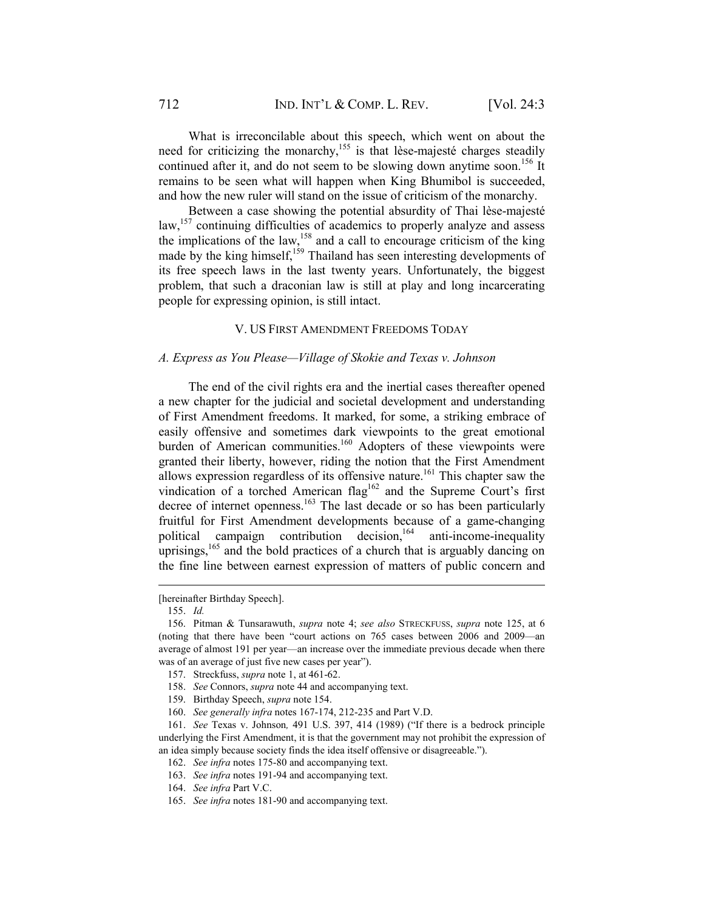What is irreconcilable about this speech, which went on about the need for criticizing the monarchy,[155] is that lèse-majesté charges steadily continued after it, and do not seem to be slowing down anytime soon.[156] It remains to be seen what will happen when King Bhumibol is succeeded, and how the new ruler will stand on the issue of criticism of the monarchy.

Between a case showing the potential absurdity of Thai lèse-majesté law,[157] continuing difficulties of academics to properly analyze and assess the implications of the law,[158] and a call to encourage criticism of the king made by the king himself,[159] Thailand has seen interesting developments of its free speech laws in the last twenty years. Unfortunately, the biggest problem, that such a draconian law is still at play and long incarcerating people for expressing opinion, is still intact.

## V. US FIRST AMENDMENT FREEDOMS TODAY

### *A. Express as You Please—Village of Skokie and Texas v. Johnson*

The end of the civil rights era and the inertial cases thereafter opened a new chapter for the judicial and societal development and understanding of First Amendment freedoms. It marked, for some, a striking embrace of easily offensive and sometimes dark viewpoints to the great emotional burden of American communities.[160] Adopters of these viewpoints were granted their liberty, however, riding the notion that the First Amendment allows expression regardless of its offensive nature.[161] This chapter saw the vindication of a torched American flag[162] and the Supreme Court's first decree of internet openness.[163] The last decade or so has been particularly fruitful for First Amendment developments because of a game-changing political campaign contribution decision,[164] anti-income-inequality uprisings,[165] and the bold practices of a church that is arguably dancing on the fine line between earnest expression of matters of public concern and

---

[hereinafter Birthday Speech].

155. *Id.*

156. Pitman & Tunsarawuth, *supra* note 4; *see also* STRECKFUSS, *supra* note 125, at 6 (noting that there have been "court actions on 765 cases between 2006 and 2009—an average of almost 191 per year—an increase over the immediate previous decade when there was of an average of just five new cases per year").

157. Streckfuss, *supra* note 1, at 461-62.

158. *See* Connors, *supra* note 44 and accompanying text.

159. Birthday Speech, *supra* note 154.

160. *See generally infra* notes 167-174, 212-235 and Part V.D.

161. *See* Texas v. Johnson*,* 491 U.S. 397, 414 (1989) ("If there is a bedrock principle underlying the First Amendment, it is that the government may not prohibit the expression of an idea simply because society finds the idea itself offensive or disagreeable.").

162. *See infra* notes 175-80 and accompanying text.

163. *See infra* notes 191-94 and accompanying text.

164. *See infra* Part V.C.

165. *See infra* notes 181-90 and accompanying text.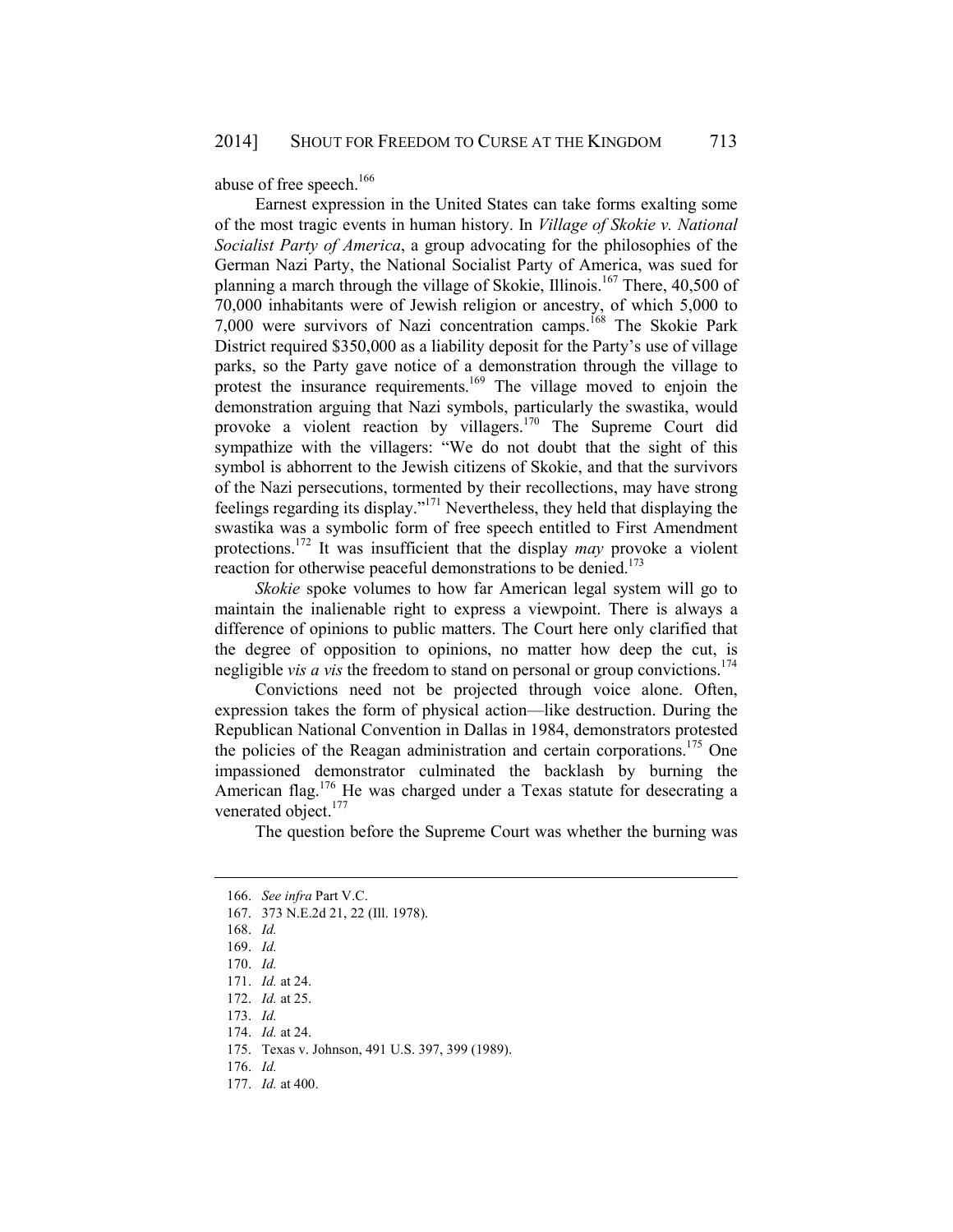abuse of free speech.[166]

Earnest expression in the United States can take forms exalting some of the most tragic events in human history. In *Village of Skokie v. National Socialist Party of America*, a group advocating for the philosophies of the German Nazi Party, the National Socialist Party of America, was sued for planning a march through the village of Skokie, Illinois.[167] There, 40,500 of 70,000 inhabitants were of Jewish religion or ancestry, of which 5,000 to 7,000 were survivors of Nazi concentration camps.[168] The Skokie Park District required $350,000 as a liability deposit for the Party's use of village parks, so the Party gave notice of a demonstration through the village to protest the insurance requirements.[169] The village moved to enjoin the demonstration arguing that Nazi symbols, particularly the swastika, would provoke a violent reaction by villagers.[170] The Supreme Court did sympathize with the villagers: "We do not doubt that the sight of this symbol is abhorrent to the Jewish citizens of Skokie, and that the survivors of the Nazi persecutions, tormented by their recollections, may have strong feelings regarding its display."[171] Nevertheless, they held that displaying the swastika was a symbolic form of free speech entitled to First Amendment protections.[172] It was insufficient that the display *may* provoke a violent reaction for otherwise peaceful demonstrations to be denied.[173]

*Skokie* spoke volumes to how far American legal system will go to maintain the inalienable right to express a viewpoint. There is always a difference of opinions to public matters. The Court here only clarified that the degree of opposition to opinions, no matter how deep the cut, is negligible *vis a vis* the freedom to stand on personal or group convictions.[174]

Convictions need not be projected through voice alone. Often, expression takes the form of physical action—like destruction. During the Republican National Convention in Dallas in 1984, demonstrators protested the policies of the Reagan administration and certain corporations.[175] One impassioned demonstrator culminated the backlash by burning the American flag.[176] He was charged under a Texas statute for desecrating a venerated object.[177]

The question before the Supreme Court was whether the burning was

166. *See infra* Part V.C.

167. 373 N.E.2d 21, 22 (Ill. 1978).

168. *Id.*

169. *Id.*

170. *Id.*

171. *Id.* at 24.

172. *Id.* at 25.

173. *Id.*

174. *Id.* at 24.

175. Texas v. Johnson, 491 U.S. 397, 399 (1989).

176. *Id.*

177. *Id.* at 400.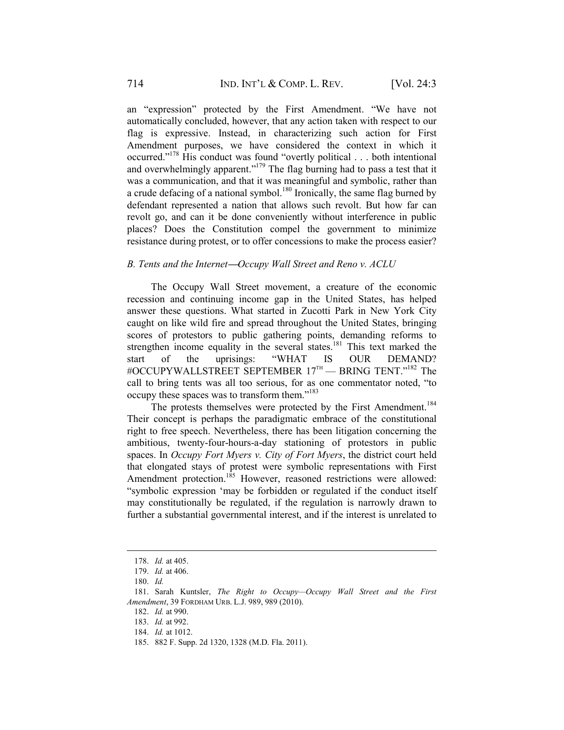an "expression" protected by the First Amendment. "We have not automatically concluded, however, that any action taken with respect to our flag is expressive. Instead, in characterizing such action for First Amendment purposes, we have considered the context in which it occurred."[178] His conduct was found "overtly political . . . both intentional and overwhelmingly apparent."[179] The flag burning had to pass a test that it was a communication, and that it was meaningful and symbolic, rather than a crude defacing of a national symbol.[180] Ironically, the same flag burned by defendant represented a nation that allows such revolt. But how far can revolt go, and can it be done conveniently without interference in public places? Does the Constitution compel the government to minimize resistance during protest, or to offer concessions to make the process easier?

### *B. Tents and the Internet—Occupy Wall Street and Reno v. ACLU*

The Occupy Wall Street movement, a creature of the economic recession and continuing income gap in the United States, has helped answer these questions. What started in Zucotti Park in New York City caught on like wild fire and spread throughout the United States, bringing scores of protestors to public gathering points, demanding reforms to strengthen income equality in the several states.[181] This text marked the start of the uprisings: "WHAT IS OUR DEMAND? #OCCUPYWALLSTREET SEPTEMBER 17TH — BRING TENT."[182] The call to bring tents was all too serious, for as one commentator noted, "to occupy these spaces was to transform them."[183]

The protests themselves were protected by the First Amendment.[184] Their concept is perhaps the paradigmatic embrace of the constitutional right to free speech. Nevertheless, there has been litigation concerning the ambitious, twenty-four-hours-a-day stationing of protestors in public spaces. In *Occupy Fort Myers v. City of Fort Myers*, the district court held that elongated stays of protest were symbolic representations with First Amendment protection.[185] However, reasoned restrictions were allowed: "symbolic expression 'may be forbidden or regulated if the conduct itself may constitutionally be regulated, if the regulation is narrowly drawn to further a substantial governmental interest, and if the interest is unrelated to

---

178. *Id.* at 405.

179. *Id.* at 406.

180. *Id.*

181. Sarah Kuntsler, *The Right to Occupy—Occupy Wall Street and the First Amendment*, 39 FORDHAM URB. L.J. 989, 989 (2010).

182. *Id.* at 990.

183. *Id.* at 992.

184. *Id.* at 1012.

185. 882 F. Supp. 2d 1320, 1328 (M.D. Fla. 2011).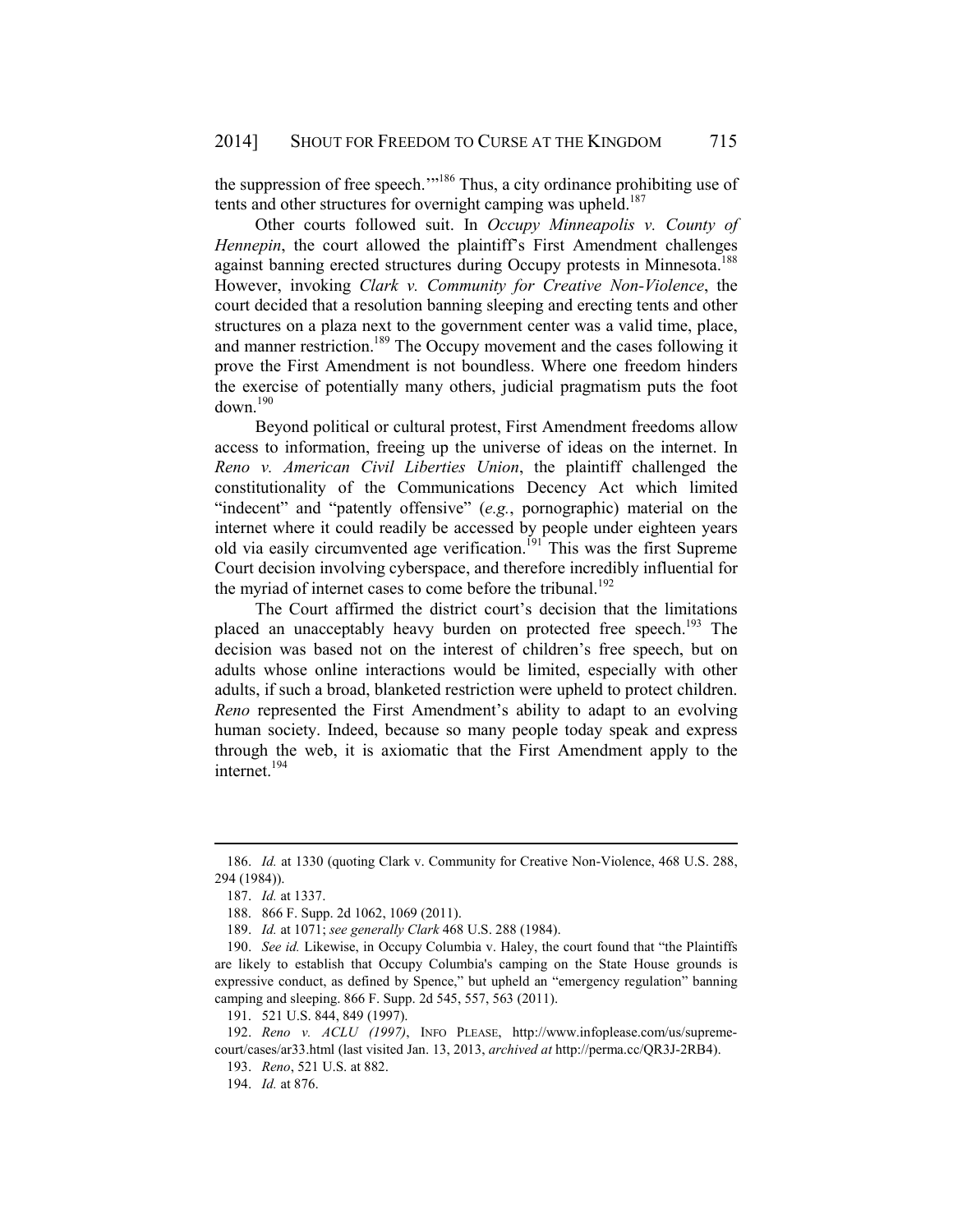the suppression of free speech.'"[186] Thus, a city ordinance prohibiting use of tents and other structures for overnight camping was upheld.[187]

Other courts followed suit. In *Occupy Minneapolis v. County of Hennepin*, the court allowed the plaintiff's First Amendment challenges against banning erected structures during Occupy protests in Minnesota.[188] However, invoking *Clark v. Community for Creative Non-Violence*, the court decided that a resolution banning sleeping and erecting tents and other structures on a plaza next to the government center was a valid time, place, and manner restriction.[189] The Occupy movement and the cases following it prove the First Amendment is not boundless. Where one freedom hinders the exercise of potentially many others, judicial pragmatism puts the foot down.[190]

Beyond political or cultural protest, First Amendment freedoms allow access to information, freeing up the universe of ideas on the internet. In *Reno v. American Civil Liberties Union*, the plaintiff challenged the constitutionality of the Communications Decency Act which limited "indecent" and "patently offensive" (*e.g.*, pornographic) material on the internet where it could readily be accessed by people under eighteen years old via easily circumvented age verification.[191] This was the first Supreme Court decision involving cyberspace, and therefore incredibly influential for the myriad of internet cases to come before the tribunal.[192]

The Court affirmed the district court's decision that the limitations placed an unacceptably heavy burden on protected free speech.[193] The decision was based not on the interest of children's free speech, but on adults whose online interactions would be limited, especially with other adults, if such a broad, blanketed restriction were upheld to protect children. *Reno* represented the First Amendment's ability to adapt to an evolving human society. Indeed, because so many people today speak and express through the web, it is axiomatic that the First Amendment apply to the internet.[194]

---

186. *Id.* at 1330 (quoting Clark v. Community for Creative Non-Violence, 468 U.S. 288, 294 (1984)).

187. *Id.* at 1337.

188. 866 F. Supp. 2d 1062, 1069 (2011).

189. *Id.* at 1071; *see generally Clark* 468 U.S. 288 (1984).

190. *See id.* Likewise, in Occupy Columbia v. Haley, the court found that "the Plaintiffs are likely to establish that Occupy Columbia's camping on the State House grounds is expressive conduct, as defined by Spence," but upheld an "emergency regulation" banning camping and sleeping. 866 F. Supp. 2d 545, 557, 563 (2011).

191. 521 U.S. 844, 849 (1997).

192. *Reno v. ACLU (1997)*, INFO PLEASE, http://www.infoplease.com/us/supreme-court/cases/ar33.html (last visited Jan. 13, 2013, *archived at* http://perma.cc/QR3J-2RB4).

193. *Reno*, 521 U.S. at 882.

194. *Id.* at 876.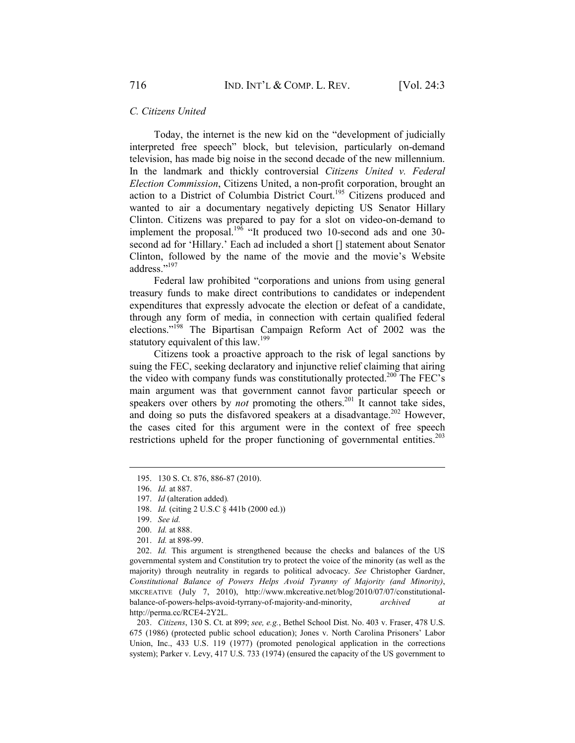### *C. Citizens United*

Today, the internet is the new kid on the "development of judicially interpreted free speech" block, but television, particularly on-demand television, has made big noise in the second decade of the new millennium. In the landmark and thickly controversial *Citizens United v. Federal Election Commission*, Citizens United, a non-profit corporation, brought an action to a District of Columbia District Court.[195] Citizens produced and wanted to air a documentary negatively depicting US Senator Hillary Clinton. Citizens was prepared to pay for a slot on video-on-demand to implement the proposal.[196] "It produced two 10-second ads and one 30-second ad for 'Hillary.' Each ad included a short [] statement about Senator Clinton, followed by the name of the movie and the movie's Website address."[197]

Federal law prohibited "corporations and unions from using general treasury funds to make direct contributions to candidates or independent expenditures that expressly advocate the election or defeat of a candidate, through any form of media, in connection with certain qualified federal elections."[198] The Bipartisan Campaign Reform Act of 2002 was the statutory equivalent of this law.[199]

Citizens took a proactive approach to the risk of legal sanctions by suing the FEC, seeking declaratory and injunctive relief claiming that airing the video with company funds was constitutionally protected.[200] The FEC's main argument was that government cannot favor particular speech or speakers over others by *not* promoting the others.[201] It cannot take sides, and doing so puts the disfavored speakers at a disadvantage.[202] However, the cases cited for this argument were in the context of free speech restrictions upheld for the proper functioning of governmental entities.[203]

---

195. 130 S. Ct. 876, 886-87 (2010).

196. *Id.* at 887.

197. *Id* (alteration added).

198. *Id.* (citing 2 U.S.C § 441b (2000 ed.))

199. *See id.*

200. *Id.* at 888.

201. *Id.* at 898-99.

202. *Id.* This argument is strengthened because the checks and balances of the US governmental system and Constitution try to protect the voice of the minority (as well as the majority) through neutrality in regards to political advocacy. *See* Christopher Gardner, *Constitutional Balance of Powers Helps Avoid Tyranny of Majority (and Minority)*, MKCREATIVE (July 7, 2010), http://www.mkcreative.net/blog/2010/07/07/constitutional-balance-of-powers-helps-avoid-tyrrany-of-majority-and-minority, *archived at* http://perma.cc/RCE4-2Y2L.

203. *Citizens*, 130 S. Ct. at 899; *see, e.g.*, Bethel School Dist. No. 403 v. Fraser, 478 U.S. 675 (1986) (protected public school education); Jones v. North Carolina Prisoners' Labor Union, Inc., 433 U.S. 119 (1977) (promoted penological application in the corrections system); Parker v. Levy, 417 U.S. 733 (1974) (ensured the capacity of the US government to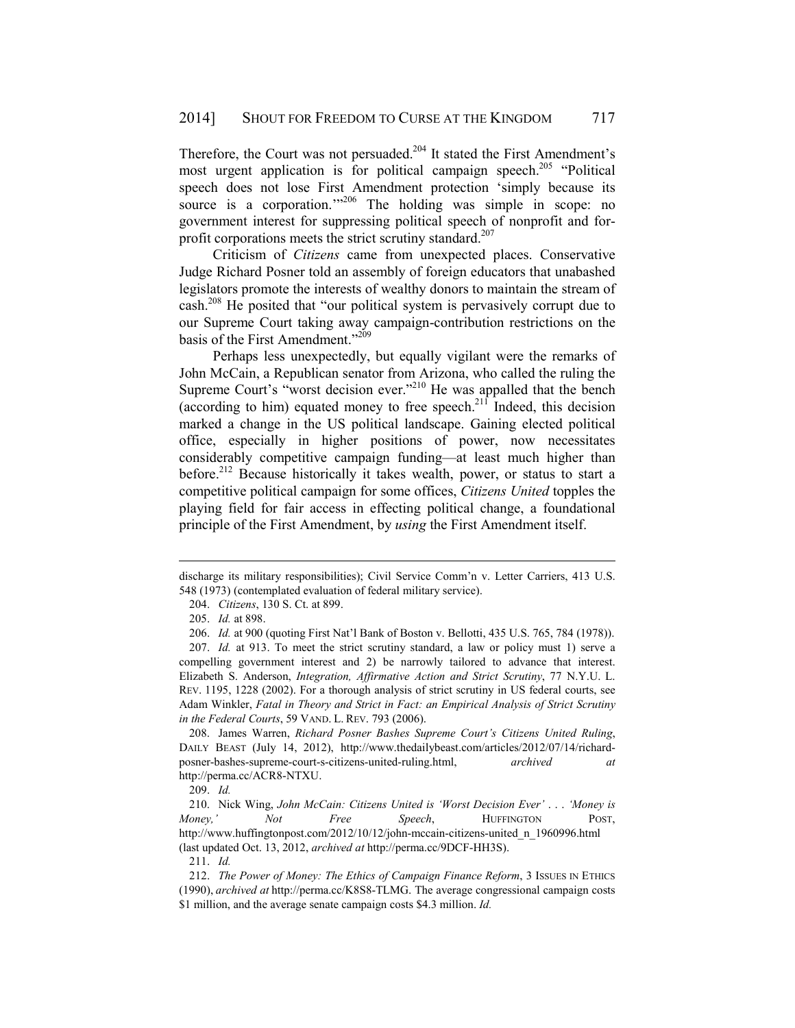Therefore, the Court was not persuaded.[204] It stated the First Amendment's most urgent application is for political campaign speech.[205] "Political speech does not lose First Amendment protection 'simply because its source is a corporation.'"[206] The holding was simple in scope: no government interest for suppressing political speech of nonprofit and for-profit corporations meets the strict scrutiny standard.[207]

Criticism of *Citizens* came from unexpected places. Conservative Judge Richard Posner told an assembly of foreign educators that unabashed legislators promote the interests of wealthy donors to maintain the stream of cash.[208] He posited that "our political system is pervasively corrupt due to our Supreme Court taking away campaign-contribution restrictions on the basis of the First Amendment."[209]

Perhaps less unexpectedly, but equally vigilant were the remarks of John McCain, a Republican senator from Arizona, who called the ruling the Supreme Court's "worst decision ever."[210] He was appalled that the bench (according to him) equated money to free speech.[211] Indeed, this decision marked a change in the US political landscape. Gaining elected political office, especially in higher positions of power, now necessitates considerably competitive campaign funding—at least much higher than before.[212] Because historically it takes wealth, power, or status to start a competitive political campaign for some offices, *Citizens United* topples the playing field for fair access in effecting political change, a foundational principle of the First Amendment, by *using* the First Amendment itself.

---

discharge its military responsibilities); Civil Service Comm'n v. Letter Carriers, 413 U.S. 548 (1973) (contemplated evaluation of federal military service).

204. *Citizens*, 130 S. Ct. at 899.

205. *Id.* at 898.

206. *Id.* at 900 (quoting First Nat'l Bank of Boston v. Bellotti, 435 U.S. 765, 784 (1978)).

207. *Id.* at 913. To meet the strict scrutiny standard, a law or policy must 1) serve a compelling government interest and 2) be narrowly tailored to advance that interest. Elizabeth S. Anderson, *Integration, Affirmative Action and Strict Scrutiny*, 77 N.Y.U. L. REV. 1195, 1228 (2002). For a thorough analysis of strict scrutiny in US federal courts, see Adam Winkler, *Fatal in Theory and Strict in Fact: an Empirical Analysis of Strict Scrutiny in the Federal Courts*, 59 VAND. L. REV. 793 (2006).

208. James Warren, *Richard Posner Bashes Supreme Court's Citizens United Ruling*, DAILY BEAST (July 14, 2012), http://www.thedailybeast.com/articles/2012/07/14/richard-posner-bashes-supreme-court-s-citizens-united-ruling.html, *archived at* http://perma.cc/ACR8-NTXU.

209. *Id.*

210. Nick Wing, *John McCain: Citizens United is 'Worst Decision Ever' . . . 'Money is Money,' Not Free Speech*, HUFFINGTON POST, http://www.huffingtonpost.com/2012/10/12/john-mccain-citizens-united_n_1960996.html (last updated Oct. 13, 2012, *archived at* http://perma.cc/9DCF-HH3S).

211. *Id.*

212. *The Power of Money: The Ethics of Campaign Finance Reform*, 3 ISSUES IN ETHICS (1990), *archived at* http://perma.cc/K8S8-TLMG. The average congressional campaign costs $1 million, and the average senate campaign costs $4.3 million. *Id.*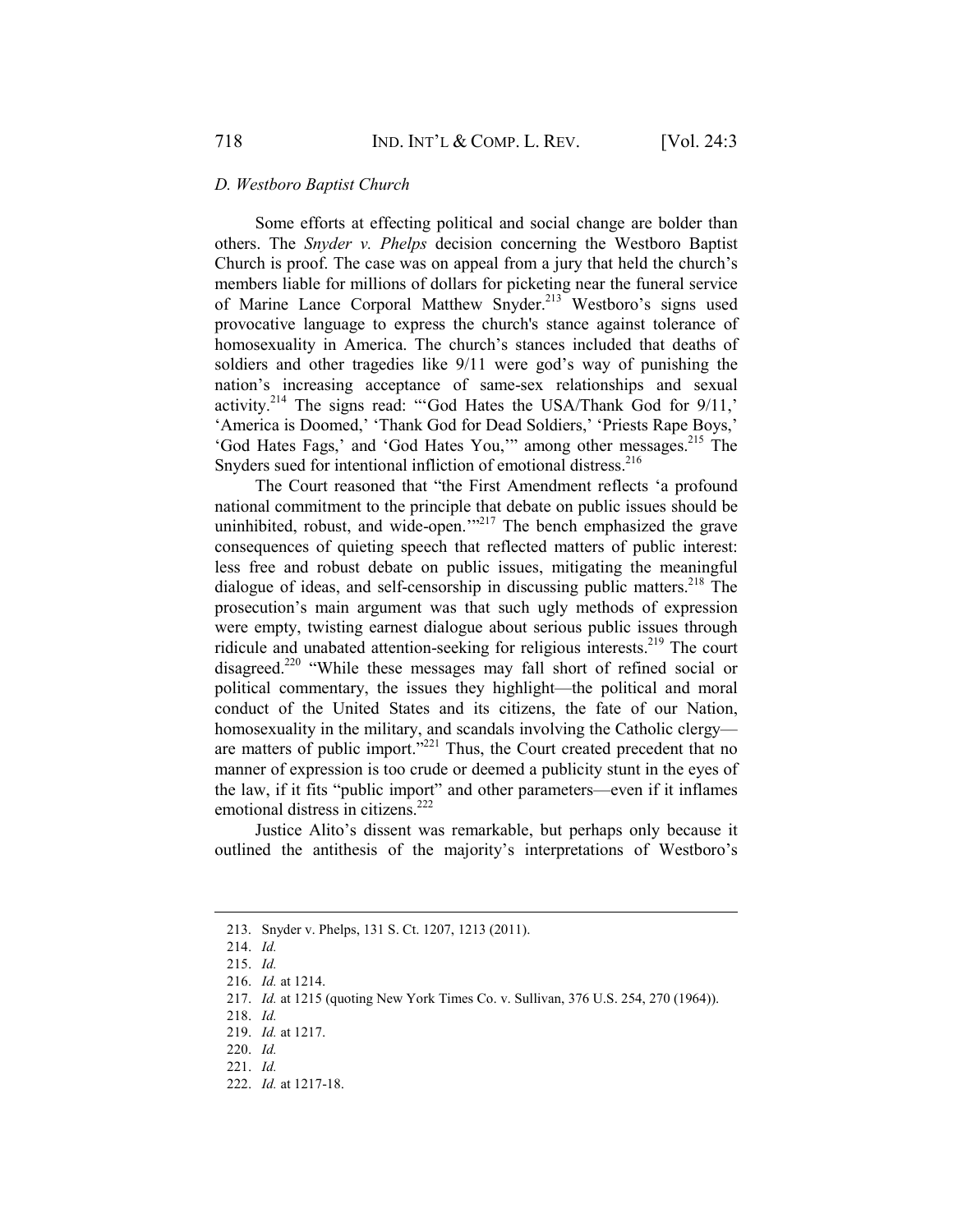### *D. Westboro Baptist Church*

Some efforts at effecting political and social change are bolder than others. The *Snyder v. Phelps* decision concerning the Westboro Baptist Church is proof. The case was on appeal from a jury that held the church's members liable for millions of dollars for picketing near the funeral service of Marine Lance Corporal Matthew Snyder.[213] Westboro's signs used provocative language to express the church's stance against tolerance of homosexuality in America. The church's stances included that deaths of soldiers and other tragedies like 9/11 were god's way of punishing the nation's increasing acceptance of same-sex relationships and sexual activity.[214] The signs read: "'God Hates the USA/Thank God for 9/11,' 'America is Doomed,' 'Thank God for Dead Soldiers,' 'Priests Rape Boys,' 'God Hates Fags,' and 'God Hates You,'" among other messages.[215] The Snyders sued for intentional infliction of emotional distress.[216]

The Court reasoned that "the First Amendment reflects 'a profound national commitment to the principle that debate on public issues should be uninhibited, robust, and wide-open.'"[217] The bench emphasized the grave consequences of quieting speech that reflected matters of public interest: less free and robust debate on public issues, mitigating the meaningful dialogue of ideas, and self-censorship in discussing public matters.[218] The prosecution's main argument was that such ugly methods of expression were empty, twisting earnest dialogue about serious public issues through ridicule and unabated attention-seeking for religious interests.[219] The court disagreed.[220] "While these messages may fall short of refined social or political commentary, the issues they highlight—the political and moral conduct of the United States and its citizens, the fate of our Nation, homosexuality in the military, and scandals involving the Catholic clergy—are matters of public import."[221] Thus, the Court created precedent that no manner of expression is too crude or deemed a publicity stunt in the eyes of the law, if it fits "public import" and other parameters—even if it inflames emotional distress in citizens.[222]

Justice Alito's dissent was remarkable, but perhaps only because it outlined the antithesis of the majority's interpretations of Westboro's

---

213. Snyder v. Phelps, 131 S. Ct. 1207, 1213 (2011).

214. *Id.*

215. *Id.*

216. *Id.* at 1214.

217. *Id.* at 1215 (quoting New York Times Co. v. Sullivan, 376 U.S. 254, 270 (1964)).

218. *Id.*

219. *Id.* at 1217.

220. *Id.*

221. *Id.*

222. *Id.* at 1217-18.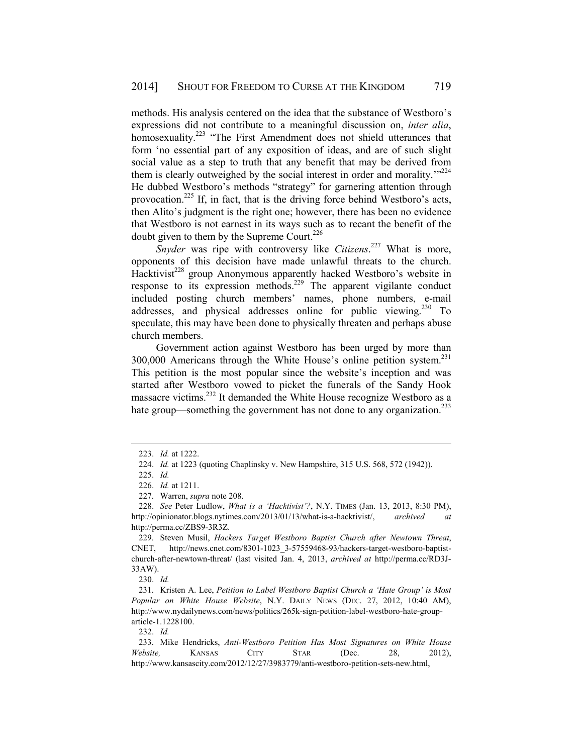methods. His analysis centered on the idea that the substance of Westboro's expressions did not contribute to a meaningful discussion on, *inter alia*, homosexuality.[223] "The First Amendment does not shield utterances that form 'no essential part of any exposition of ideas, and are of such slight social value as a step to truth that any benefit that may be derived from them is clearly outweighed by the social interest in order and morality.'"[224] He dubbed Westboro's methods "strategy" for garnering attention through provocation.[225] If, in fact, that is the driving force behind Westboro's acts, then Alito's judgment is the right one; however, there has been no evidence that Westboro is not earnest in its ways such as to recant the benefit of the doubt given to them by the Supreme Court.[226]

*Snyder* was ripe with controversy like *Citizens*.[227] What is more, opponents of this decision have made unlawful threats to the church. Hacktivist[228] group Anonymous apparently hacked Westboro's website in response to its expression methods.[229] The apparent vigilante conduct included posting church members' names, phone numbers, e-mail addresses, and physical addresses online for public viewing.[230] To speculate, this may have been done to physically threaten and perhaps abuse church members.

Government action against Westboro has been urged by more than 300,000 Americans through the White House's online petition system.[231] This petition is the most popular since the website's inception and was started after Westboro vowed to picket the funerals of the Sandy Hook massacre victims.[232] It demanded the White House recognize Westboro as a hate group—something the government has not done to any organization.[233]

---

223. *Id.* at 1222.

224. *Id.* at 1223 (quoting Chaplinsky v. New Hampshire, 315 U.S. 568, 572 (1942)).

225. *Id.*

226. *Id.* at 1211.

227. Warren, *supra* note 208.

228. *See* Peter Ludlow, *What is a 'Hacktivist'?*, N.Y. TIMES (Jan. 13, 2013, 8:30 PM), http://opinionator.blogs.nytimes.com/2013/01/13/what-is-a-hacktivist/, *archived at* http://perma.cc/ZBS9-3R3Z.

229. Steven Musil, *Hackers Target Westboro Baptist Church after Newtown Threat*, CNET, http://news.cnet.com/8301-1023_3-57559468-93/hackers-target-westboro-baptist-church-after-newtown-threat/ (last visited Jan. 4, 2013, *archived at* http://perma.cc/RD3J-33AW).

230. *Id.*

231. Kristen A. Lee, *Petition to Label Westboro Baptist Church a 'Hate Group' is Most Popular on White House Website*, N.Y. DAILY NEWS (DEC. 27, 2012, 10:40 AM), http://www.nydailynews.com/news/politics/265k-sign-petition-label-westboro-hate-group-article-1.1228100.

232. *Id.*

233. Mike Hendricks, *Anti-Westboro Petition Has Most Signatures on White House Website,* KANSAS CITY STAR (Dec. 28, 2012), http://www.kansascity.com/2012/12/27/3983779/anti-westboro-petition-sets-new.html,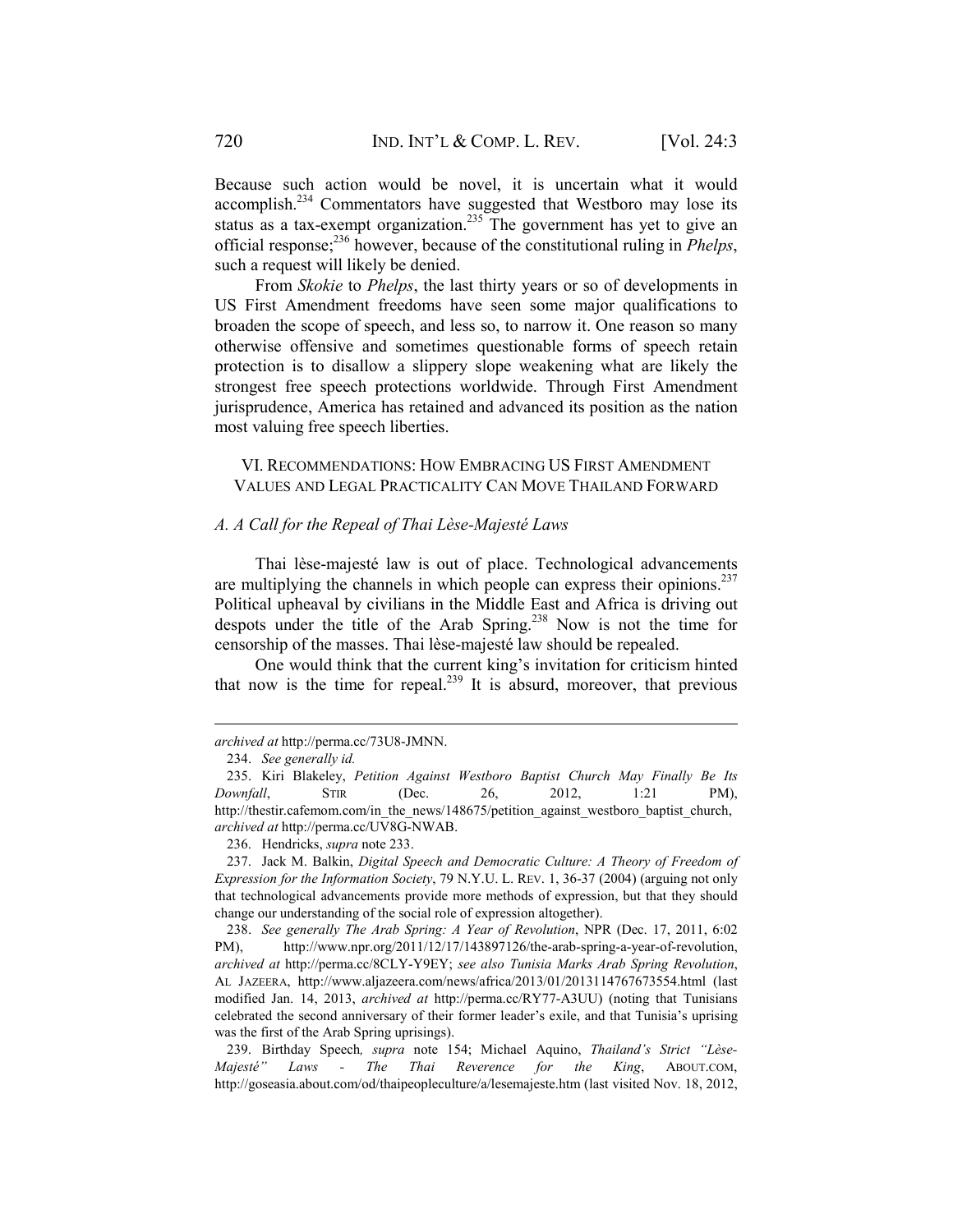Because such action would be novel, it is uncertain what it would accomplish.[234] Commentators have suggested that Westboro may lose its status as a tax-exempt organization.[235] The government has yet to give an official response;[236] however, because of the constitutional ruling in *Phelps*, such a request will likely be denied.

From *Skokie* to *Phelps*, the last thirty years or so of developments in US First Amendment freedoms have seen some major qualifications to broaden the scope of speech, and less so, to narrow it. One reason so many otherwise offensive and sometimes questionable forms of speech retain protection is to disallow a slippery slope weakening what are likely the strongest free speech protections worldwide. Through First Amendment jurisprudence, America has retained and advanced its position as the nation most valuing free speech liberties.

## VI. Recommendations: How Embracing US First Amendment Values and Legal Practicality Can Move Thailand Forward

### *A. A Call for the Repeal of Thai Lèse-Majesté Laws*

Thai lèse-majesté law is out of place. Technological advancements are multiplying the channels in which people can express their opinions.[237] Political upheaval by civilians in the Middle East and Africa is driving out despots under the title of the Arab Spring.[238] Now is not the time for censorship of the masses. Thai lèse-majesté law should be repealed.

One would think that the current king's invitation for criticism hinted that now is the time for repeal.[239] It is absurd, moreover, that previous

---

*archived at* http://perma.cc/73U8-JMNN.

234. *See generally id.*

235. Kiri Blakeley, *Petition Against Westboro Baptist Church May Finally Be Its Downfall*, STIR (Dec. 26, 2012, 1:21 PM), http://thestir.cafemom.com/in_the_news/148675/petition_against_westboro_baptist_church, *archived at* http://perma.cc/UV8G-NWAB.

236. Hendricks, *supra* note 233.

237. Jack M. Balkin, *Digital Speech and Democratic Culture: A Theory of Freedom of Expression for the Information Society*, 79 N.Y.U. L. REV. 1, 36-37 (2004) (arguing not only that technological advancements provide more methods of expression, but that they should change our understanding of the social role of expression altogether).

238. *See generally The Arab Spring: A Year of Revolution*, NPR (Dec. 17, 2011, 6:02 PM), http://www.npr.org/2011/12/17/143897126/the-arab-spring-a-year-of-revolution, *archived at* http://perma.cc/8CLY-Y9EY; *see also Tunisia Marks Arab Spring Revolution*, AL JAZEERA, http://www.aljazeera.com/news/africa/2013/01/2013114767673554.html (last modified Jan. 14, 2013, *archived at* http://perma.cc/RY77-A3UU) (noting that Tunisians celebrated the second anniversary of their former leader's exile, and that Tunisia's uprising was the first of the Arab Spring uprisings).

239. Birthday Speech*, supra* note 154; Michael Aquino, *Thailand's Strict "Lèse-Majesté" Laws - The Thai Reverence for the King*, ABOUT.COM, http://goseasia.about.com/od/thaipeopleculture/a/lesemajeste.htm (last visited Nov. 18, 2012,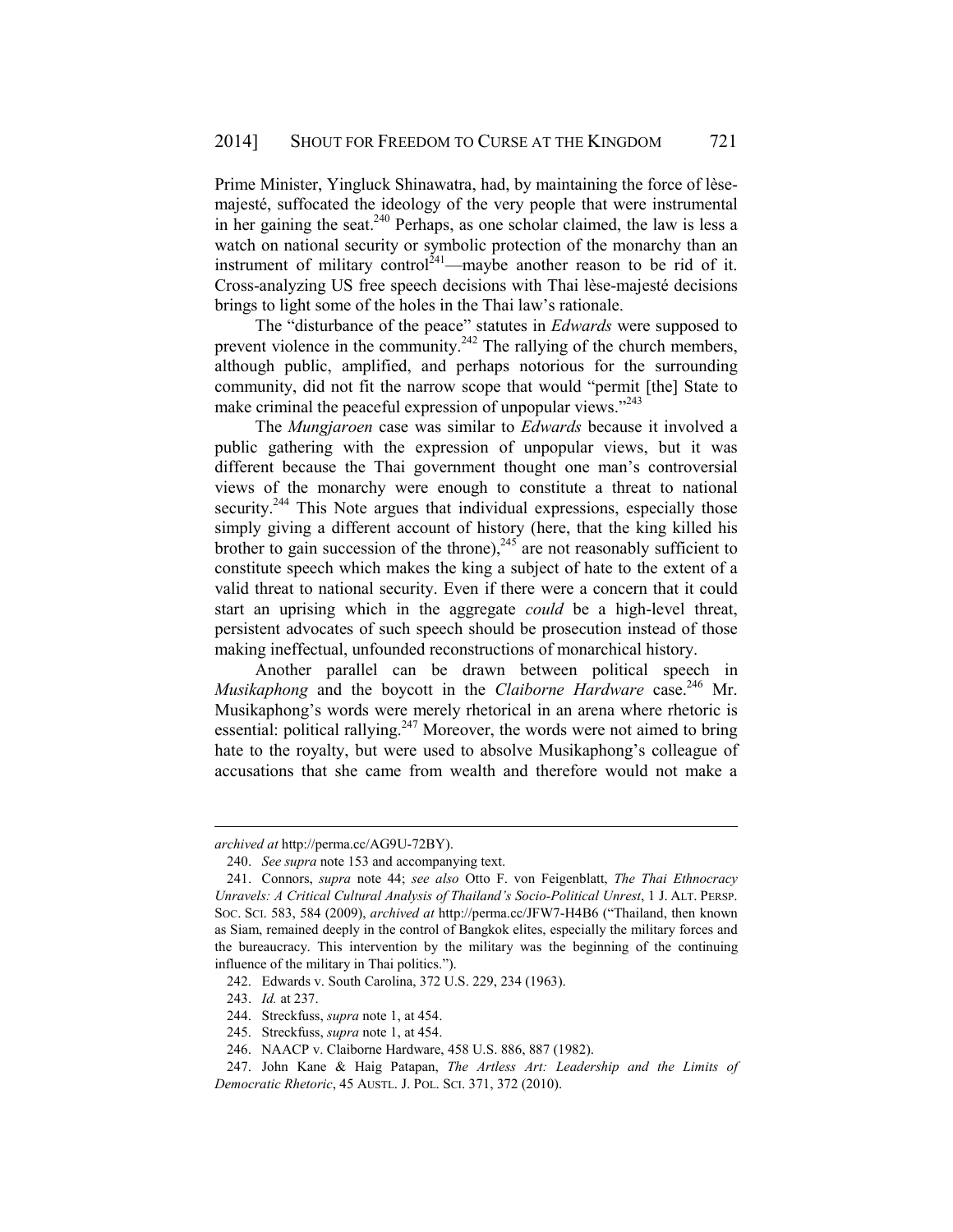Prime Minister, Yingluck Shinawatra, had, by maintaining the force of lèse-majesté, suffocated the ideology of the very people that were instrumental in her gaining the seat.[240] Perhaps, as one scholar claimed, the law is less a watch on national security or symbolic protection of the monarchy than an instrument of military control[241]—maybe another reason to be rid of it. Cross-analyzing US free speech decisions with Thai lèse-majesté decisions brings to light some of the holes in the Thai law's rationale.

The "disturbance of the peace" statutes in *Edwards* were supposed to prevent violence in the community.[242] The rallying of the church members, although public, amplified, and perhaps notorious for the surrounding community, did not fit the narrow scope that would "permit [the] State to make criminal the peaceful expression of unpopular views."[243]

The *Mungjaroen* case was similar to *Edwards* because it involved a public gathering with the expression of unpopular views, but it was different because the Thai government thought one man's controversial views of the monarchy were enough to constitute a threat to national security.[244] This Note argues that individual expressions, especially those simply giving a different account of history (here, that the king killed his brother to gain succession of the throne),[245] are not reasonably sufficient to constitute speech which makes the king a subject of hate to the extent of a valid threat to national security. Even if there were a concern that it could start an uprising which in the aggregate *could* be a high-level threat, persistent advocates of such speech should be prosecution instead of those making ineffectual, unfounded reconstructions of monarchical history.

Another parallel can be drawn between political speech in *Musikaphong* and the boycott in the *Claiborne Hardware* case.[246] Mr. Musikaphong's words were merely rhetorical in an arena where rhetoric is essential: political rallying.[247] Moreover, the words were not aimed to bring hate to the royalty, but were used to absolve Musikaphong's colleague of accusations that she came from wealth and therefore would not make a

---

*archived at* http://perma.cc/AG9U-72BY).

240. *See supra* note 153 and accompanying text.

241. Connors, *supra* note 44; *see also* Otto F. von Feigenblatt, *The Thai Ethnocracy Unravels: A Critical Cultural Analysis of Thailand's Socio-Political Unrest*, 1 J. ALT. PERSP. SOC. SCI. 583, 584 (2009), *archived at* http://perma.cc/JFW7-H4B6 ("Thailand, then known as Siam, remained deeply in the control of Bangkok elites, especially the military forces and the bureaucracy. This intervention by the military was the beginning of the continuing influence of the military in Thai politics.").

242. Edwards v. South Carolina, 372 U.S. 229, 234 (1963).

243. *Id.* at 237.

244. Streckfuss, *supra* note 1, at 454.

245. Streckfuss, *supra* note 1, at 454.

246. NAACP v. Claiborne Hardware, 458 U.S. 886, 887 (1982).

247. John Kane & Haig Patapan, *The Artless Art: Leadership and the Limits of Democratic Rhetoric*, 45 AUSTL. J. POL. SCI. 371, 372 (2010).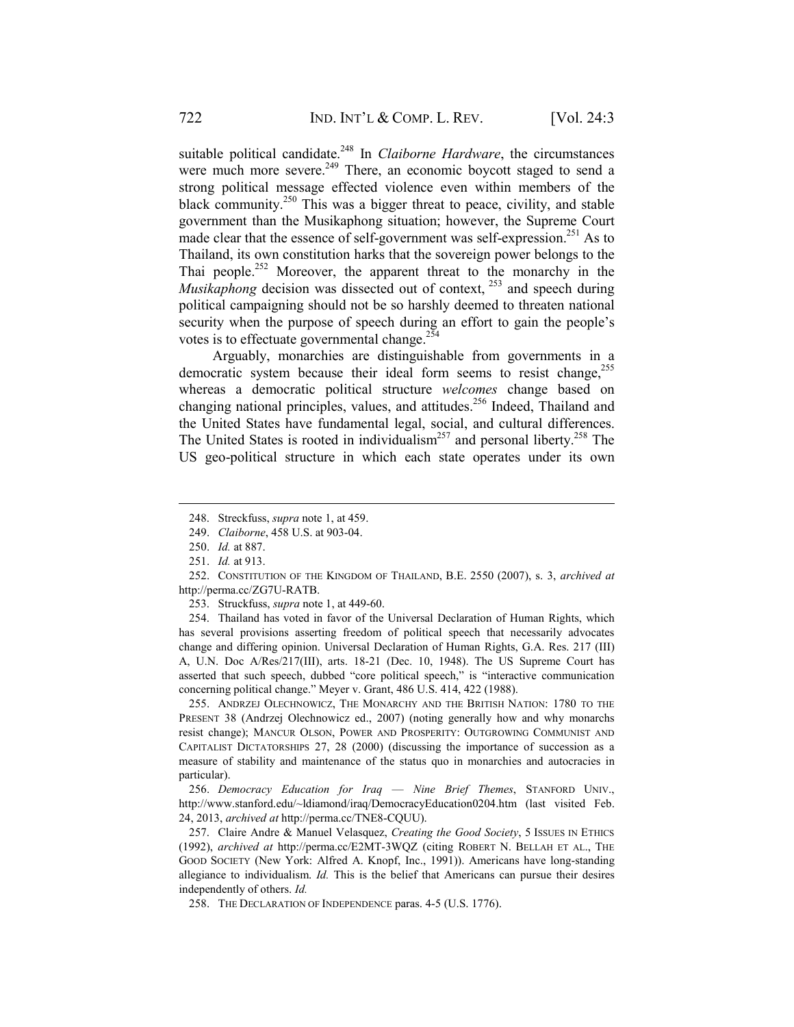suitable political candidate.[248] In *Claiborne Hardware*, the circumstances were much more severe.[249] There, an economic boycott staged to send a strong political message effected violence even within members of the black community.[250] This was a bigger threat to peace, civility, and stable government than the Musikaphong situation; however, the Supreme Court made clear that the essence of self-government was self-expression.[251] As to Thailand, its own constitution harks that the sovereign power belongs to the Thai people.[252] Moreover, the apparent threat to the monarchy in the *Musikaphong* decision was dissected out of context, [253] and speech during political campaigning should not be so harshly deemed to threaten national security when the purpose of speech during an effort to gain the people's votes is to effectuate governmental change.[254]

Arguably, monarchies are distinguishable from governments in a democratic system because their ideal form seems to resist change,[255] whereas a democratic political structure *welcomes* change based on changing national principles, values, and attitudes.[256] Indeed, Thailand and the United States have fundamental legal, social, and cultural differences. The United States is rooted in individualism[257] and personal liberty.[258] The US geo-political structure in which each state operates under its own

---

248. Streckfuss, *supra* note 1, at 459.

249. *Claiborne*, 458 U.S. at 903-04.

250. *Id.* at 887.

251. *Id.* at 913.

252. CONSTITUTION OF THE KINGDOM OF THAILAND, B.E. 2550 (2007), s. 3, *archived at* http://perma.cc/ZG7U-RATB.

253. Struckfuss, *supra* note 1, at 449-60.

254. Thailand has voted in favor of the Universal Declaration of Human Rights, which has several provisions asserting freedom of political speech that necessarily advocates change and differing opinion. Universal Declaration of Human Rights, G.A. Res. 217 (III) A, U.N. Doc A/Res/217(III), arts. 18-21 (Dec. 10, 1948). The US Supreme Court has asserted that such speech, dubbed "core political speech," is "interactive communication concerning political change." Meyer v. Grant, 486 U.S. 414, 422 (1988).

255. ANDRZEJ OLECHNOWICZ, THE MONARCHY AND THE BRITISH NATION: 1780 TO THE PRESENT 38 (Andrzej Olechnowicz ed., 2007) (noting generally how and why monarchs resist change); MANCUR OLSON, POWER AND PROSPERITY: OUTGROWING COMMUNIST AND CAPITALIST DICTATORSHIPS 27, 28 (2000) (discussing the importance of succession as a measure of stability and maintenance of the status quo in monarchies and autocracies in particular).

256. *Democracy Education for Iraq — Nine Brief Themes*, STANFORD UNIV., http://www.stanford.edu/~ldiamond/iraq/DemocracyEducation0204.htm (last visited Feb. 24, 2013, *archived at* http://perma.cc/TNE8-CQUU).

257. Claire Andre & Manuel Velasquez, *Creating the Good Society*, 5 ISSUES IN ETHICS (1992), *archived at* http://perma.cc/E2MT-3WQZ (citing ROBERT N. BELLAH ET AL., THE GOOD SOCIETY (New York: Alfred A. Knopf, Inc., 1991)). Americans have long-standing allegiance to individualism. *Id.* This is the belief that Americans can pursue their desires independently of others. *Id.*

258. THE DECLARATION OF INDEPENDENCE paras. 4-5 (U.S. 1776).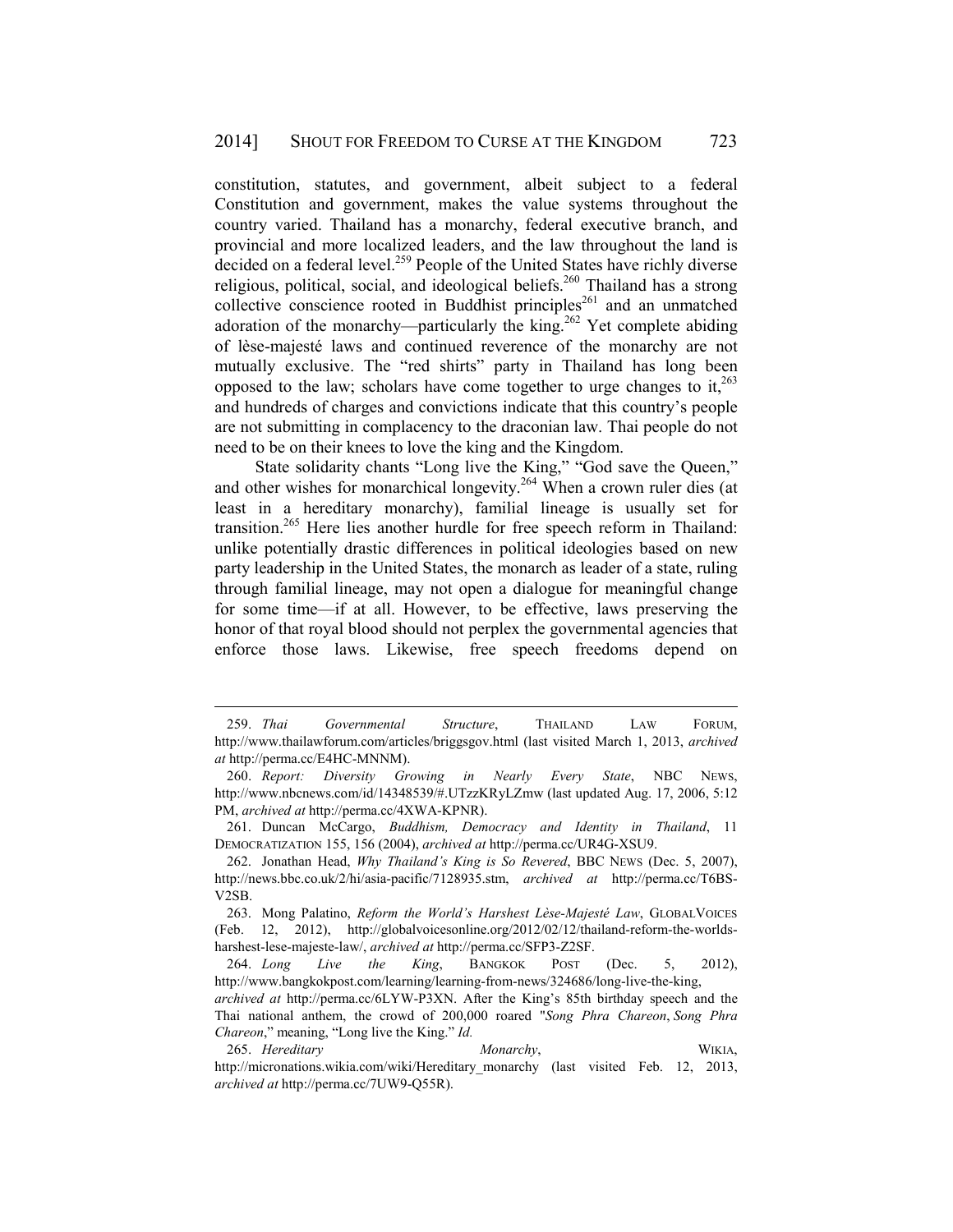constitution, statutes, and government, albeit subject to a federal Constitution and government, makes the value systems throughout the country varied. Thailand has a monarchy, federal executive branch, and provincial and more localized leaders, and the law throughout the land is decided on a federal level.[259] People of the United States have richly diverse religious, political, social, and ideological beliefs.[260] Thailand has a strong collective conscience rooted in Buddhist principles[261] and an unmatched adoration of the monarchy—particularly the king.[262] Yet complete abiding of lèse-majesté laws and continued reverence of the monarchy are not mutually exclusive. The "red shirts" party in Thailand has long been opposed to the law; scholars have come together to urge changes to it,[263] and hundreds of charges and convictions indicate that this country's people are not submitting in complacency to the draconian law. Thai people do not need to be on their knees to love the king and the Kingdom.

State solidarity chants "Long live the King," "God save the Queen," and other wishes for monarchical longevity.[264] When a crown ruler dies (at least in a hereditary monarchy), familial lineage is usually set for transition.[265] Here lies another hurdle for free speech reform in Thailand: unlike potentially drastic differences in political ideologies based on new party leadership in the United States, the monarch as leader of a state, ruling through familial lineage, may not open a dialogue for meaningful change for some time—if at all. However, to be effective, laws preserving the honor of that royal blood should not perplex the governmental agencies that enforce those laws. Likewise, free speech freedoms depend on

---

259. *Thai Governmental Structure*, THAILAND LAW FORUM, http://www.thailawforum.com/articles/briggsgov.html (last visited March 1, 2013, *archived at* http://perma.cc/E4HC-MNNM).

260. *Report: Diversity Growing in Nearly Every State*, NBC NEWS, http://www.nbcnews.com/id/14348539/#.UTzzKRyLZmw (last updated Aug. 17, 2006, 5:12 PM, *archived at* http://perma.cc/4XWA-KPNR).

261. Duncan McCargo, *Buddhism, Democracy and Identity in Thailand*, 11 DEMOCRATIZATION 155, 156 (2004), *archived at* http://perma.cc/UR4G-XSU9.

262. Jonathan Head, *Why Thailand's King is So Revered*, BBC NEWS (Dec. 5, 2007), http://news.bbc.co.uk/2/hi/asia-pacific/7128935.stm, *archived at* http://perma.cc/T6BS-V2SB.

263. Mong Palatino, *Reform the World's Harshest Lèse-Majesté Law*, GLOBALVOICES (Feb. 12, 2012), http://globalvoicesonline.org/2012/02/12/thailand-reform-the-worlds-harshest-lese-majeste-law/, *archived at* http://perma.cc/SFP3-Z2SF.

264. *Long Live the King*, BANGKOK POST (Dec. 5, 2012), http://www.bangkokpost.com/learning/learning-from-news/324686/long-live-the-king, *archived at* http://perma.cc/6LYW-P3XN. After the King's 85th birthday speech and the Thai national anthem, the crowd of 200,000 roared "*Song Phra Chareon*, *Song Phra Chareon*," meaning, "Long live the King." *Id.*

265. *Hereditary Monarchy*, WIKIA, http://micronations.wikia.com/wiki/Hereditary_monarchy (last visited Feb. 12, 2013, *archived at* http://perma.cc/7UW9-Q55R).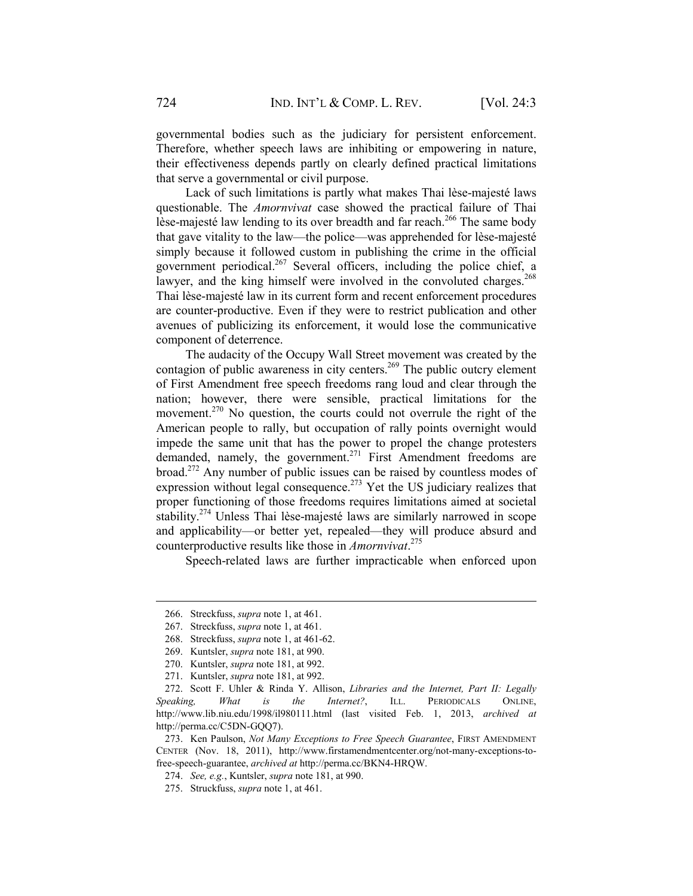governmental bodies such as the judiciary for persistent enforcement. Therefore, whether speech laws are inhibiting or empowering in nature, their effectiveness depends partly on clearly defined practical limitations that serve a governmental or civil purpose.

Lack of such limitations is partly what makes Thai lèse-majesté laws questionable. The *Amornvivat* case showed the practical failure of Thai lèse-majesté law lending to its over breadth and far reach.[266] The same body that gave vitality to the law—the police—was apprehended for lèse-majesté simply because it followed custom in publishing the crime in the official government periodical.[267] Several officers, including the police chief, a lawyer, and the king himself were involved in the convoluted charges.[268] Thai lèse-majesté law in its current form and recent enforcement procedures are counter-productive. Even if they were to restrict publication and other avenues of publicizing its enforcement, it would lose the communicative component of deterrence.

The audacity of the Occupy Wall Street movement was created by the contagion of public awareness in city centers.[269] The public outcry element of First Amendment free speech freedoms rang loud and clear through the nation; however, there were sensible, practical limitations for the movement.[270] No question, the courts could not overrule the right of the American people to rally, but occupation of rally points overnight would impede the same unit that has the power to propel the change protesters demanded, namely, the government.[271] First Amendment freedoms are broad.[272] Any number of public issues can be raised by countless modes of expression without legal consequence.[273] Yet the US judiciary realizes that proper functioning of those freedoms requires limitations aimed at societal stability.[274] Unless Thai lèse-majesté laws are similarly narrowed in scope and applicability—or better yet, repealed—they will produce absurd and counterproductive results like those in *Amornvivat*.[275]

Speech-related laws are further impracticable when enforced upon

---

266. Streckfuss, *supra* note 1, at 461.

267. Streckfuss, *supra* note 1, at 461.

268. Streckfuss, *supra* note 1, at 461-62.

269. Kuntsler, *supra* note 181, at 990.

270. Kuntsler, *supra* note 181, at 992.

271. Kuntsler, *supra* note 181, at 992.

272. Scott F. Uhler & Rinda Y. Allison, *Libraries and the Internet, Part II: Legally Speaking, What is the Internet?*, ILL. PERIODICALS ONLINE, http://www.lib.niu.edu/1998/il980111.html (last visited Feb. 1, 2013, *archived at* http://perma.cc/C5DN-GQQ7).

273. Ken Paulson, *Not Many Exceptions to Free Speech Guarantee*, FIRST AMENDMENT CENTER (Nov. 18, 2011), http://www.firstamendmentcenter.org/not-many-exceptions-to-free-speech-guarantee, *archived at* http://perma.cc/BKN4-HRQW.

274. *See, e.g.*, Kuntsler, *supra* note 181, at 990.

275. Struckfuss, *supra* note 1, at 461.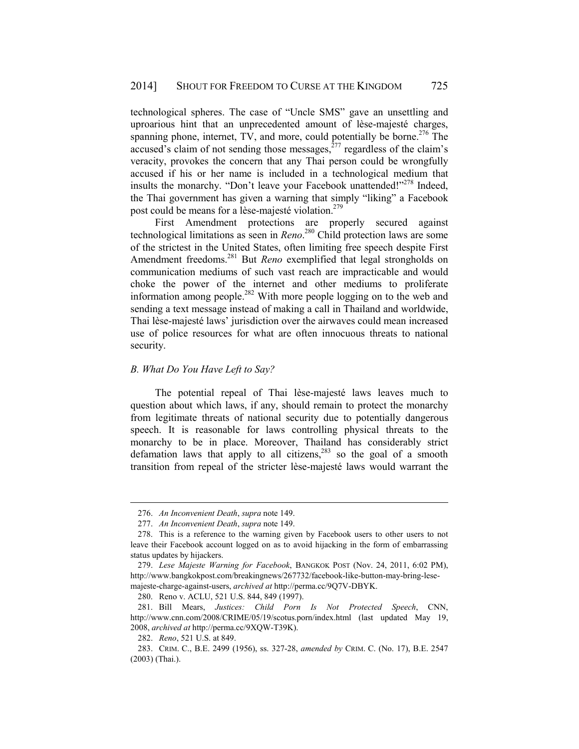technological spheres. The case of "Uncle SMS" gave an unsettling and uproarious hint that an unprecedented amount of lèse-majesté charges, spanning phone, internet, TV, and more, could potentially be borne.[276] The accused's claim of not sending those messages,[277] regardless of the claim's veracity, provokes the concern that any Thai person could be wrongfully accused if his or her name is included in a technological medium that insults the monarchy. "Don't leave your Facebook unattended!"[278] Indeed, the Thai government has given a warning that simply "liking" a Facebook post could be means for a lèse-majesté violation.[279]

First Amendment protections are properly secured against technological limitations as seen in *Reno*.[280] Child protection laws are some of the strictest in the United States, often limiting free speech despite First Amendment freedoms.[281] But *Reno* exemplified that legal strongholds on communication mediums of such vast reach are impracticable and would choke the power of the internet and other mediums to proliferate information among people.[282] With more people logging on to the web and sending a text message instead of making a call in Thailand and worldwide, Thai lèse-majesté laws' jurisdiction over the airwaves could mean increased use of police resources for what are often innocuous threats to national security.

### *B. What Do You Have Left to Say?*

The potential repeal of Thai lèse-majesté laws leaves much to question about which laws, if any, should remain to protect the monarchy from legitimate threats of national security due to potentially dangerous speech. It is reasonable for laws controlling physical threats to the monarchy to be in place. Moreover, Thailand has considerably strict defamation laws that apply to all citizens,[283] so the goal of a smooth transition from repeal of the stricter lèse-majesté laws would warrant the

---

276. *An Inconvenient Death*, *supra* note 149.

277. *An Inconvenient Death*, *supra* note 149.

278. This is a reference to the warning given by Facebook users to other users to not leave their Facebook account logged on as to avoid hijacking in the form of embarrassing status updates by hijackers.

279. *Lese Majeste Warning for Facebook*, BANGKOK POST (Nov. 24, 2011, 6:02 PM), http://www.bangkokpost.com/breakingnews/267732/facebook-like-button-may-bring-lese-majeste-charge-against-users, *archived at* http://perma.cc/9Q7V-DBYK.

280. Reno v. ACLU, 521 U.S. 844, 849 (1997).

281. Bill Mears, *Justices: Child Porn Is Not Protected Speech*, CNN, http://www.cnn.com/2008/CRIME/05/19/scotus.porn/index.html (last updated May 19, 2008, *archived at* http://perma.cc/9XQW-T39K).

282. *Reno*, 521 U.S. at 849.

283. CRIM. C., B.E. 2499 (1956), ss. 327-28, *amended by* CRIM. C. (No. 17), B.E. 2547 (2003) (Thai.).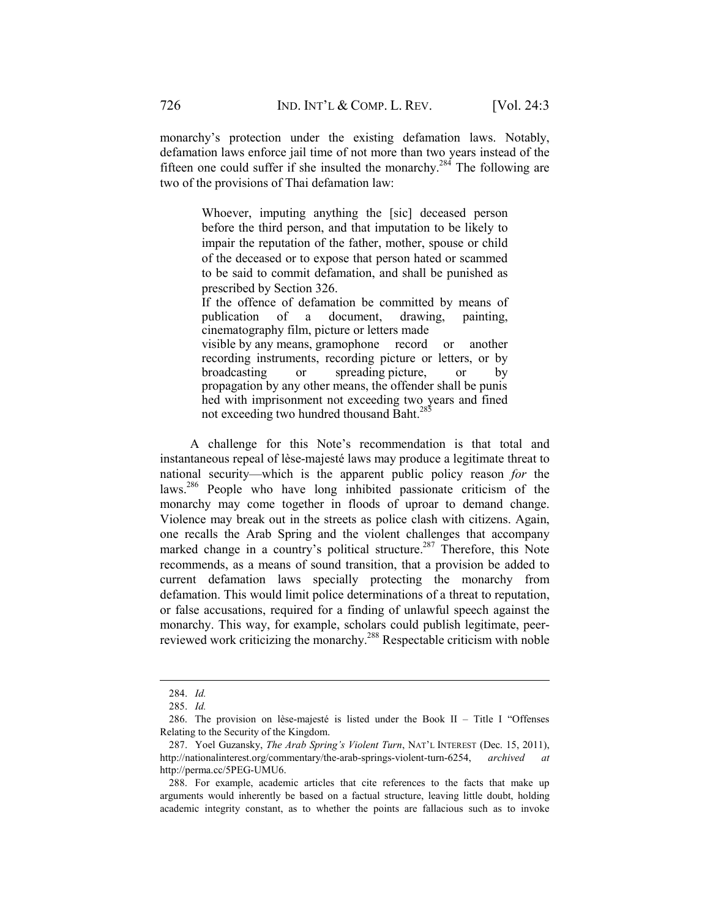monarchy's protection under the existing defamation laws. Notably, defamation laws enforce jail time of not more than two years instead of the fifteen one could suffer if she insulted the monarchy.[284] The following are two of the provisions of Thai defamation law:

> Whoever, imputing anything the [sic] deceased person before the third person, and that imputation to be likely to impair the reputation of the father, mother, spouse or child of the deceased or to expose that person hated or scammed to be said to commit defamation, and shall be punished as prescribed by Section 326.
>
> If the offence of defamation be committed by means of publication of a document, drawing, painting, cinematography film, picture or letters made visible by any means, gramophone record or another recording instruments, recording picture or letters, or by broadcasting or spreading picture, or by propagation by any other means, the offender shall be punis hed with imprisonment not exceeding two years and fined not exceeding two hundred thousand Baht.[285]

A challenge for this Note's recommendation is that total and instantaneous repeal of lèse-majesté laws may produce a legitimate threat to national security—which is the apparent public policy reason *for* the laws.[286] People who have long inhibited passionate criticism of the monarchy may come together in floods of uproar to demand change. Violence may break out in the streets as police clash with citizens. Again, one recalls the Arab Spring and the violent challenges that accompany marked change in a country's political structure.[287] Therefore, this Note recommends, as a means of sound transition, that a provision be added to current defamation laws specially protecting the monarchy from defamation. This would limit police determinations of a threat to reputation, or false accusations, required for a finding of unlawful speech against the monarchy. This way, for example, scholars could publish legitimate, peer-reviewed work criticizing the monarchy.[288] Respectable criticism with noble

---

284. *Id.*

285. *Id.*

286. The provision on lèse-majesté is listed under the Book II – Title I "Offenses Relating to the Security of the Kingdom.

287. Yoel Guzansky, *The Arab Spring's Violent Turn*, NAT'L INTEREST (Dec. 15, 2011), http://nationalinterest.org/commentary/the-arab-springs-violent-turn-6254, *archived at* http://perma.cc/5PEG-UMU6.

288. For example, academic articles that cite references to the facts that make up arguments would inherently be based on a factual structure, leaving little doubt, holding academic integrity constant, as to whether the points are fallacious such as to invoke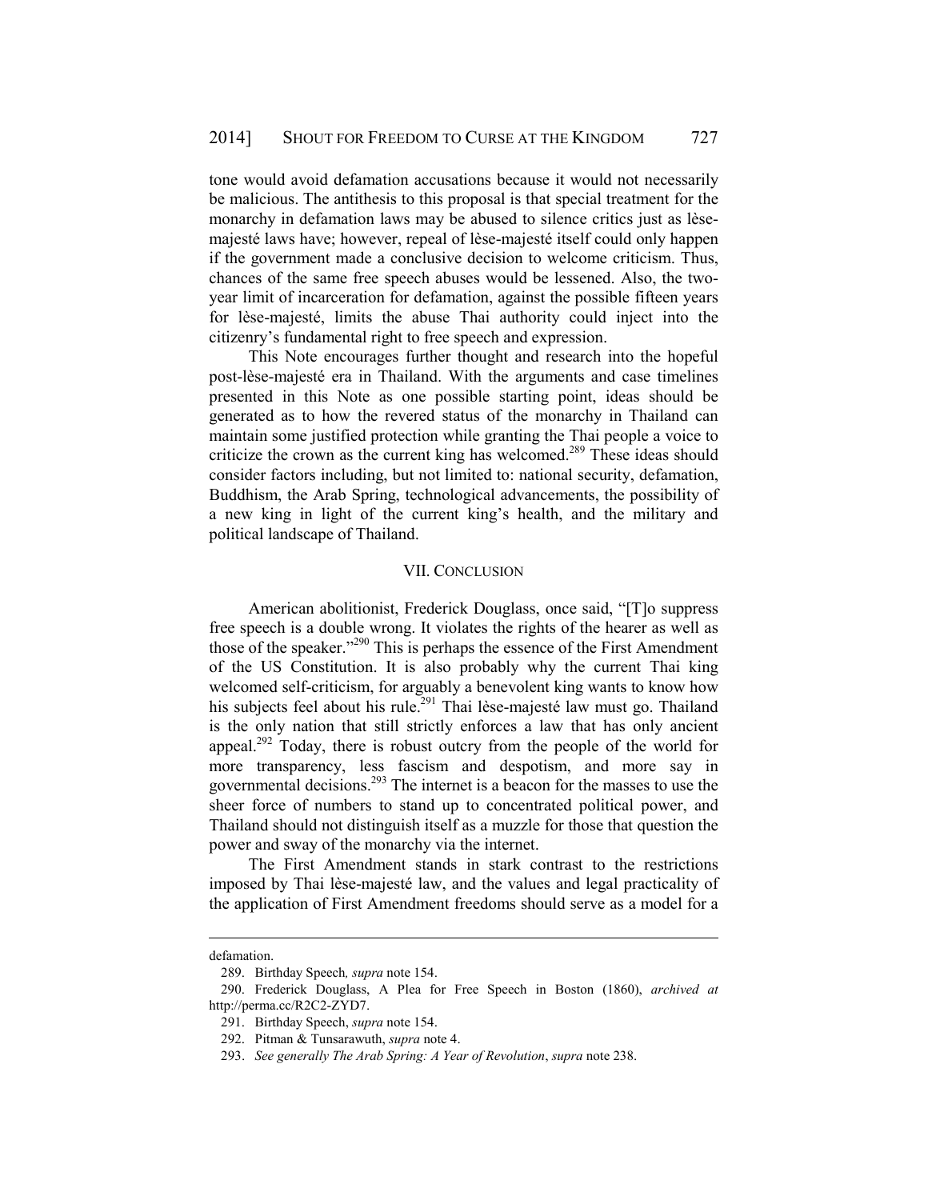tone would avoid defamation accusations because it would not necessarily be malicious. The antithesis to this proposal is that special treatment for the monarchy in defamation laws may be abused to silence critics just as lèse-majesté laws have; however, repeal of lèse-majesté itself could only happen if the government made a conclusive decision to welcome criticism. Thus, chances of the same free speech abuses would be lessened. Also, the two-year limit of incarceration for defamation, against the possible fifteen years for lèse-majesté, limits the abuse Thai authority could inject into the citizenry's fundamental right to free speech and expression.

This Note encourages further thought and research into the hopeful post-lèse-majesté era in Thailand. With the arguments and case timelines presented in this Note as one possible starting point, ideas should be generated as to how the revered status of the monarchy in Thailand can maintain some justified protection while granting the Thai people a voice to criticize the crown as the current king has welcomed.[289] These ideas should consider factors including, but not limited to: national security, defamation, Buddhism, the Arab Spring, technological advancements, the possibility of a new king in light of the current king's health, and the military and political landscape of Thailand.

## VII. CONCLUSION

American abolitionist, Frederick Douglass, once said, "[T]o suppress free speech is a double wrong. It violates the rights of the hearer as well as those of the speaker."[290] This is perhaps the essence of the First Amendment of the US Constitution. It is also probably why the current Thai king welcomed self-criticism, for arguably a benevolent king wants to know how his subjects feel about his rule.[291] Thai lèse-majesté law must go. Thailand is the only nation that still strictly enforces a law that has only ancient appeal.[292] Today, there is robust outcry from the people of the world for more transparency, less fascism and despotism, and more say in governmental decisions.[293] The internet is a beacon for the masses to use the sheer force of numbers to stand up to concentrated political power, and Thailand should not distinguish itself as a muzzle for those that question the power and sway of the monarchy via the internet.

The First Amendment stands in stark contrast to the restrictions imposed by Thai lèse-majesté law, and the values and legal practicality of the application of First Amendment freedoms should serve as a model for a

---

defamation.

289. Birthday Speech, *supra* note 154.

290. Frederick Douglass, A Plea for Free Speech in Boston (1860), *archived at* http://perma.cc/R2C2-ZYD7.

291. Birthday Speech, *supra* note 154.

292. Pitman & Tunsarawuth, *supra* note 4.

293. *See generally The Arab Spring: A Year of Revolution*, *supra* note 238.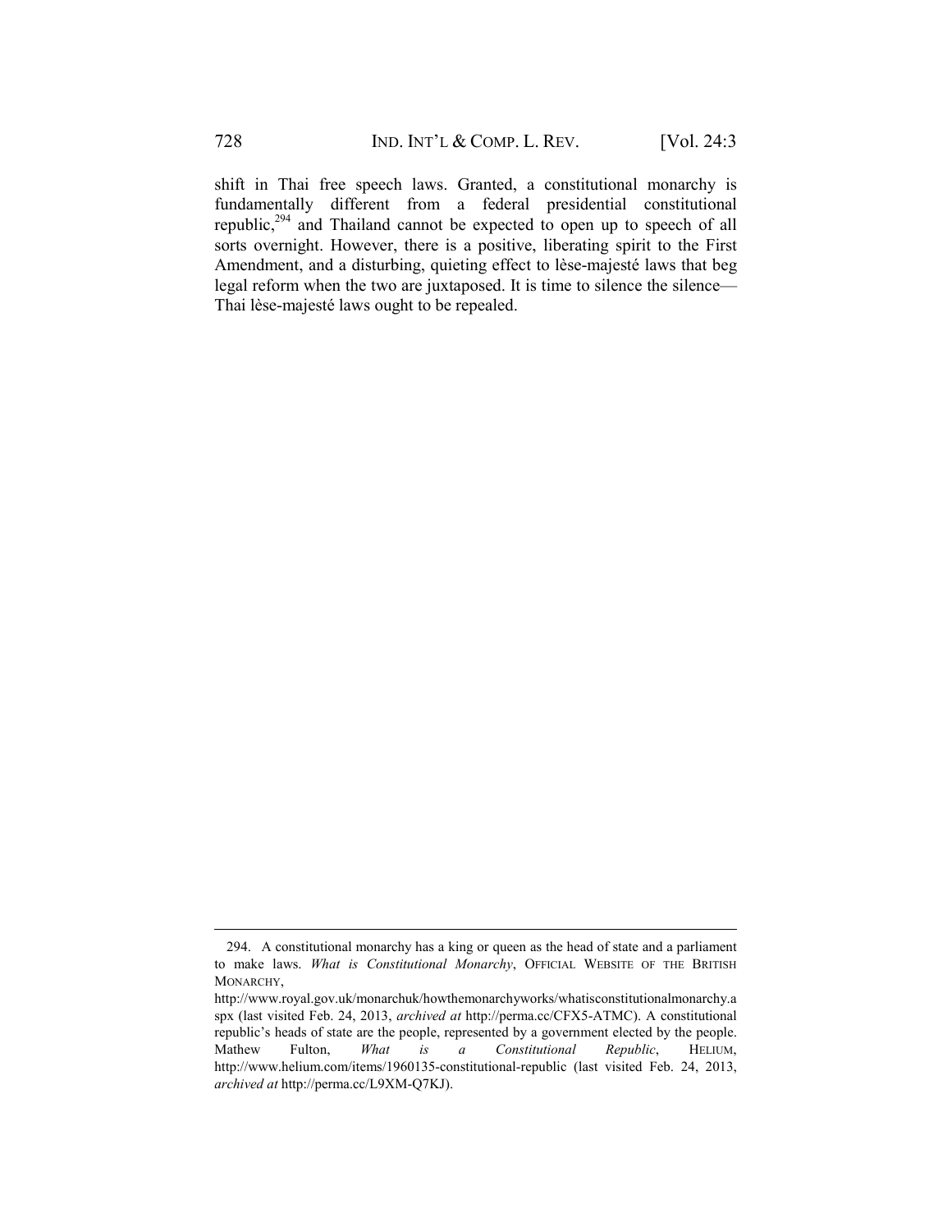shift in Thai free speech laws. Granted, a constitutional monarchy is fundamentally different from a federal presidential constitutional republic,[294] and Thailand cannot be expected to open up to speech of all sorts overnight. However, there is a positive, liberating spirit to the First Amendment, and a disturbing, quieting effect to lèse-majesté laws that beg legal reform when the two are juxtaposed. It is time to silence the silence—Thai lèse-majesté laws ought to be repealed.

---

294. A constitutional monarchy has a king or queen as the head of state and a parliament to make laws. *What is Constitutional Monarchy*, OFFICIAL WEBSITE OF THE BRITISH MONARCHY, http://www.royal.gov.uk/monarchuk/howthemonarchyworks/whatisconstitutionalmonarchy.aspx (last visited Feb. 24, 2013, *archived at* http://perma.cc/CFX5-ATMC). A constitutional republic's heads of state are the people, represented by a government elected by the people. Mathew Fulton, *What is a Constitutional Republic*, HELIUM, http://www.helium.com/items/1960135-constitutional-republic (last visited Feb. 24, 2013, *archived at* http://perma.cc/L9XM-Q7KJ).